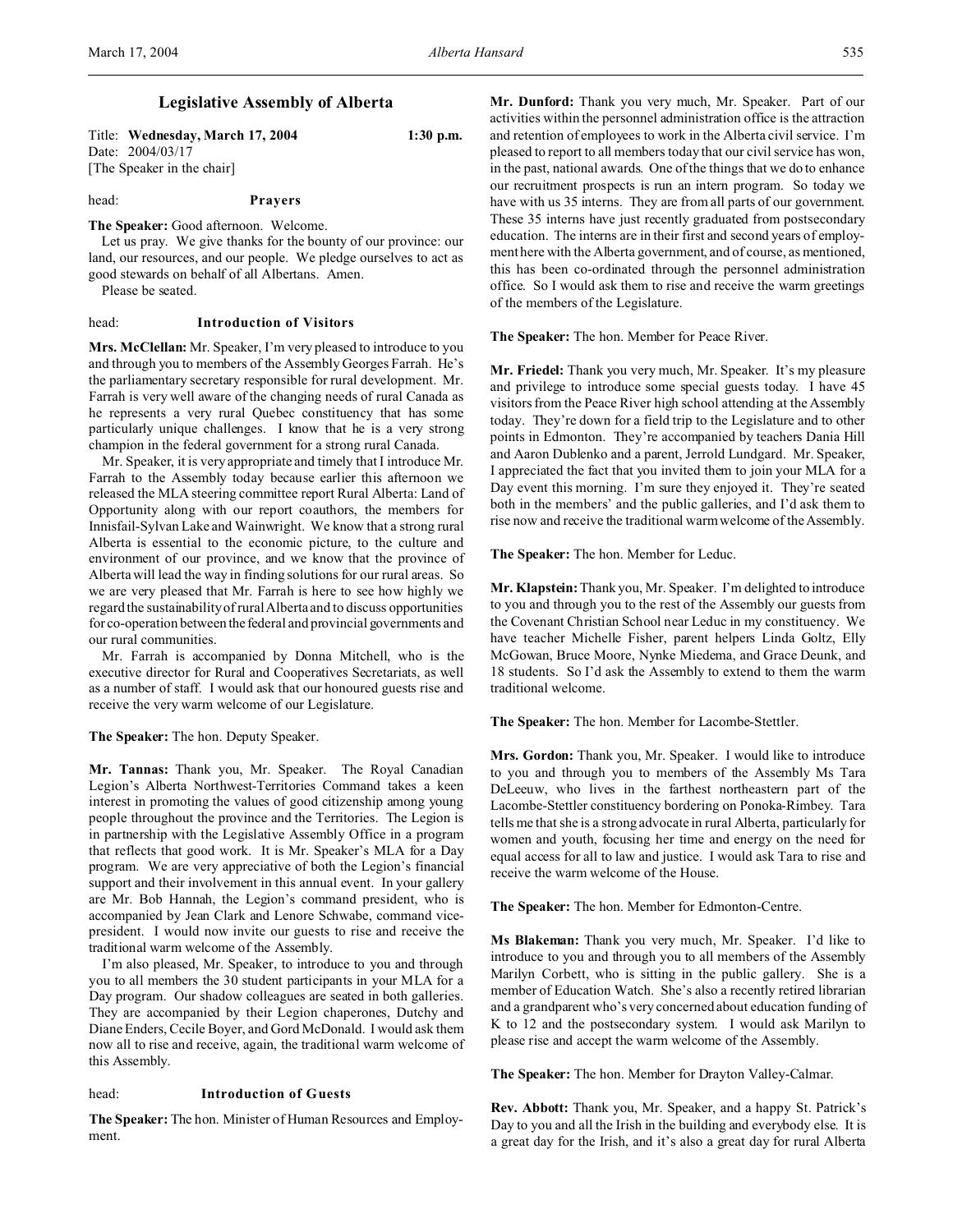# Legislative Assembly of Alberta

Title: **Wednesday, March 17, 2004** **1:30 p.m.**
Date: 2004/03/17
[The Speaker in the chair]

head: **Prayers**

**The Speaker:** Good afternoon. Welcome.

Let us pray. We give thanks for the bounty of our province: our land, our resources, and our people. We pledge ourselves to act as good stewards on behalf of all Albertans. Amen.

Please be seated.

head: **Introduction of Visitors**

**Mrs. McClellan:** Mr. Speaker, I'm very pleased to introduce to you and through you to members of the Assembly Georges Farrah. He's the parliamentary secretary responsible for rural development. Mr. Farrah is very well aware of the changing needs of rural Canada as he represents a very rural Quebec constituency that has some particularly unique challenges. I know that he is a very strong champion in the federal government for a strong rural Canada.

Mr. Speaker, it is very appropriate and timely that I introduce Mr. Farrah to the Assembly today because earlier this afternoon we released the MLA steering committee report Rural Alberta: Land of Opportunity along with our report coauthors, the members for Innisfail-Sylvan Lake and Wainwright. We know that a strong rural Alberta is essential to the economic picture, to the culture and environment of our province, and we know that the province of Alberta will lead the way in finding solutions for our rural areas. So we are very pleased that Mr. Farrah is here to see how highly we regard the sustainability of rural Alberta and to discuss opportunities for co-operation between the federal and provincial governments and our rural communities.

Mr. Farrah is accompanied by Donna Mitchell, who is the executive director for Rural and Cooperatives Secretariats, as well as a number of staff. I would ask that our honoured guests rise and receive the very warm welcome of our Legislature.

**The Speaker:** The hon. Deputy Speaker.

**Mr. Tannas:** Thank you, Mr. Speaker. The Royal Canadian Legion's Alberta Northwest-Territories Command takes a keen interest in promoting the values of good citizenship among young people throughout the province and the Territories. The Legion is in partnership with the Legislative Assembly Office in a program that reflects that good work. It is Mr. Speaker's MLA for a Day program. We are very appreciative of both the Legion's financial support and their involvement in this annual event. In your gallery are Mr. Bob Hannah, the Legion's command president, who is accompanied by Jean Clark and Lenore Schwabe, command vice-president. I would now invite our guests to rise and receive the traditional warm welcome of the Assembly.

I'm also pleased, Mr. Speaker, to introduce to you and through you to all members the 30 student participants in your MLA for a Day program. Our shadow colleagues are seated in both galleries. They are accompanied by their Legion chaperones, Dutchy and Diane Enders, Cecile Boyer, and Gord McDonald. I would ask them now all to rise and receive, again, the traditional warm welcome of this Assembly.

head: **Introduction of Guests**

**The Speaker:** The hon. Minister of Human Resources and Employment.

**Mr. Dunford:** Thank you very much, Mr. Speaker. Part of our activities within the personnel administration office is the attraction and retention of employees to work in the Alberta civil service. I'm pleased to report to all members today that our civil service has won, in the past, national awards. One of the things that we do to enhance our recruitment prospects is run an intern program. So today we have with us 35 interns. They are from all parts of our government. These 35 interns have just recently graduated from postsecondary education. The interns are in their first and second years of employment here with the Alberta government, and of course, as mentioned, this has been co-ordinated through the personnel administration office. So I would ask them to rise and receive the warm greetings of the members of the Legislature.

**The Speaker:** The hon. Member for Peace River.

**Mr. Friedel:** Thank you very much, Mr. Speaker. It's my pleasure and privilege to introduce some special guests today. I have 45 visitors from the Peace River high school attending at the Assembly today. They're down for a field trip to the Legislature and to other points in Edmonton. They're accompanied by teachers Dania Hill and Aaron Dublenko and a parent, Jerrold Lundgard. Mr. Speaker, I appreciated the fact that you invited them to join your MLA for a Day event this morning. I'm sure they enjoyed it. They're seated both in the members' and the public galleries, and I'd ask them to rise now and receive the traditional warm welcome of the Assembly.

**The Speaker:** The hon. Member for Leduc.

**Mr. Klapstein:** Thank you, Mr. Speaker. I'm delighted to introduce to you and through you to the rest of the Assembly our guests from the Covenant Christian School near Leduc in my constituency. We have teacher Michelle Fisher, parent helpers Linda Goltz, Elly McGowan, Bruce Moore, Nynke Miedema, and Grace Deunk, and 18 students. So I'd ask the Assembly to extend to them the warm traditional welcome.

**The Speaker:** The hon. Member for Lacombe-Stettler.

**Mrs. Gordon:** Thank you, Mr. Speaker. I would like to introduce to you and through you to members of the Assembly Ms Tara DeLeeuw, who lives in the farthest northeastern part of the Lacombe-Stettler constituency bordering on Ponoka-Rimbey. Tara tells me that she is a strong advocate in rural Alberta, particularly for women and youth, focusing her time and energy on the need for equal access for all to law and justice. I would ask Tara to rise and receive the warm welcome of the House.

**The Speaker:** The hon. Member for Edmonton-Centre.

**Ms Blakeman:** Thank you very much, Mr. Speaker. I'd like to introduce to you and through you to all members of the Assembly Marilyn Corbett, who is sitting in the public gallery. She is a member of Education Watch. She's also a recently retired librarian and a grandparent who's very concerned about education funding of K to 12 and the postsecondary system. I would ask Marilyn to please rise and accept the warm welcome of the Assembly.

**The Speaker:** The hon. Member for Drayton Valley-Calmar.

**Rev. Abbott:** Thank you, Mr. Speaker, and a happy St. Patrick's Day to you and all the Irish in the building and everybody else. It is a great day for the Irish, and it's also a great day for rural Alberta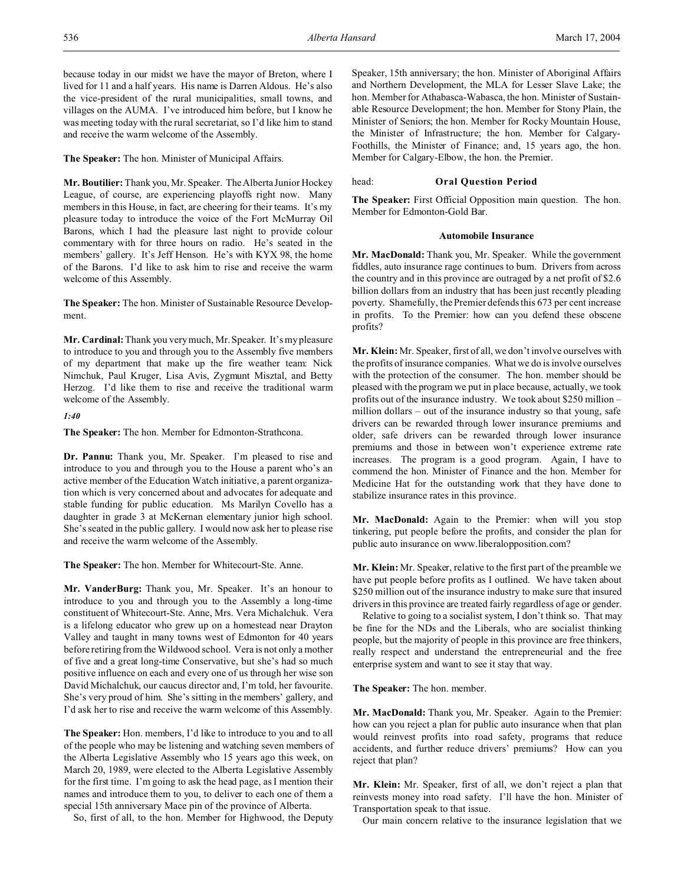because today in our midst we have the mayor of Breton, where I lived for 11 and a half years. His name is Darren Aldous. He's also the vice-president of the rural municipalities, small towns, and villages on the AUMA. I've introduced him before, but I know he was meeting today with the rural secretariat, so I'd like him to stand and receive the warm welcome of the Assembly.

**The Speaker:** The hon. Minister of Municipal Affairs.

**Mr. Boutilier:** Thank you, Mr. Speaker. The Alberta Junior Hockey League, of course, are experiencing playoffs right now. Many members in this House, in fact, are cheering for their teams. It's my pleasure today to introduce the voice of the Fort McMurray Oil Barons, which I had the pleasure last night to provide colour commentary with for three hours on radio. He's seated in the members' gallery. It's Jeff Henson. He's with KYX 98, the home of the Barons. I'd like to ask him to rise and receive the warm welcome of this Assembly.

**The Speaker:** The hon. Minister of Sustainable Resource Development.

**Mr. Cardinal:** Thank you very much, Mr. Speaker. It's my pleasure to introduce to you and through you to the Assembly five members of my department that make up the fire weather team: Nick Nimchuk, Paul Kruger, Lisa Avis, Zygmunt Misztal, and Betty Herzog. I'd like them to rise and receive the traditional warm welcome of the Assembly.

*1:40*

**The Speaker:** The hon. Member for Edmonton-Strathcona.

**Dr. Pannu:** Thank you, Mr. Speaker. I'm pleased to rise and introduce to you and through you to the House a parent who's an active member of the Education Watch initiative, a parent organization which is very concerned about and advocates for adequate and stable funding for public education. Ms Marilyn Covello has a daughter in grade 3 at McKernan elementary junior high school. She's seated in the public gallery. I would now ask her to please rise and receive the warm welcome of the Assembly.

**The Speaker:** The hon. Member for Whitecourt-Ste. Anne.

**Mr. VanderBurg:** Thank you, Mr. Speaker. It's an honour to introduce to you and through you to the Assembly a long-time constituent of Whitecourt-Ste. Anne, Mrs. Vera Michalchuk. Vera is a lifelong educator who grew up on a homestead near Drayton Valley and taught in many towns west of Edmonton for 40 years before retiring from the Wildwood school. Vera is not only a mother of five and a great long-time Conservative, but she's had so much positive influence on each and every one of us through her wise son David Michalchuk, our caucus director and, I'm told, her favourite. She's very proud of him. She's sitting in the members' gallery, and I'd ask her to rise and receive the warm welcome of this Assembly.

**The Speaker:** Hon. members, I'd like to introduce to you and to all of the people who may be listening and watching seven members of the Alberta Legislative Assembly who 15 years ago this week, on March 20, 1989, were elected to the Alberta Legislative Assembly for the first time. I'm going to ask the head page, as I mention their names and introduce them to you, to deliver to each one of them a special 15th anniversary Mace pin of the province of Alberta.

So, first of all, to the hon. Member for Highwood, the Deputy Speaker, 15th anniversary; the hon. Minister of Aboriginal Affairs and Northern Development, the MLA for Lesser Slave Lake; the hon. Member for Athabasca-Wabasca, the hon. Minister of Sustainable Resource Development; the hon. Member for Stony Plain, the Minister of Seniors; the hon. Member for Rocky Mountain House, the Minister of Infrastructure; the hon. Member for Calgary-Foothills, the Minister of Finance; and, 15 years ago, the hon. Member for Calgary-Elbow, the hon. the Premier.

head: **Oral Question Period**

**The Speaker:** First Official Opposition main question. The hon. Member for Edmonton-Gold Bar.

### Automobile Insurance

**Mr. MacDonald:** Thank you, Mr. Speaker. While the government fiddles, auto insurance rage continues to burn. Drivers from across the country and in this province are outraged by a net profit of $2.6 billion dollars from an industry that has been just recently pleading poverty. Shamefully, the Premier defends this 673 per cent increase in profits. To the Premier: how can you defend these obscene profits?

**Mr. Klein:** Mr. Speaker, first of all, we don't involve ourselves with the profits of insurance companies. What we do is involve ourselves with the protection of the consumer. The hon. member should be pleased with the program we put in place because, actually, we took profits out of the insurance industry. We took about $250 million – million dollars – out of the insurance industry so that young, safe drivers can be rewarded through lower insurance premiums and older, safe drivers can be rewarded through lower insurance premiums and those in between won't experience extreme rate increases. The program is a good program. Again, I have to commend the hon. Minister of Finance and the hon. Member for Medicine Hat for the outstanding work that they have done to stabilize insurance rates in this province.

**Mr. MacDonald:** Again to the Premier: when will you stop tinkering, put people before the profits, and consider the plan for public auto insurance on www.liberalopposition.com?

**Mr. Klein:** Mr. Speaker, relative to the first part of the preamble we have put people before profits as I outlined. We have taken about $250 million out of the insurance industry to make sure that insured drivers in this province are treated fairly regardless of age or gender.

Relative to going to a socialist system, I don't think so. That may be fine for the NDs and the Liberals, who are socialist thinking people, but the majority of people in this province are free thinkers, really respect and understand the entrepreneurial and the free enterprise system and want to see it stay that way.

**The Speaker:** The hon. member.

**Mr. MacDonald:** Thank you, Mr. Speaker. Again to the Premier: how can you reject a plan for public auto insurance when that plan would reinvest profits into road safety, programs that reduce accidents, and further reduce drivers' premiums? How can you reject that plan?

**Mr. Klein:** Mr. Speaker, first of all, we don't reject a plan that reinvests money into road safety. I'll have the hon. Minister of Transportation speak to that issue.

Our main concern relative to the insurance legislation that we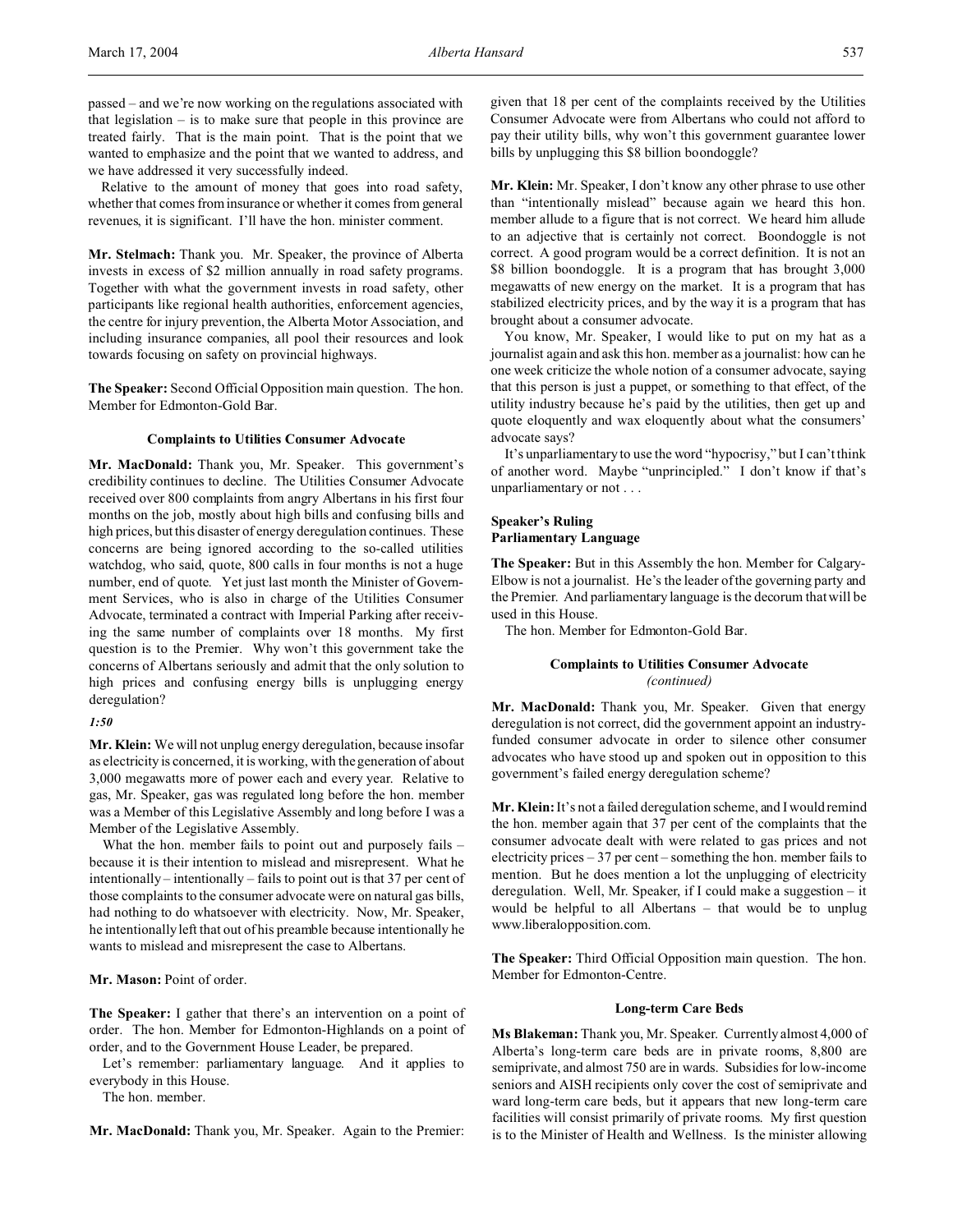passed – and we're now working on the regulations associated with that legislation – is to make sure that people in this province are treated fairly. That is the main point. That is the point that we wanted to emphasize and the point that we wanted to address, and we have addressed it very successfully indeed.

Relative to the amount of money that goes into road safety, whether that comes from insurance or whether it comes from general revenues, it is significant. I'll have the hon. minister comment.

**Mr. Stelmach:** Thank you. Mr. Speaker, the province of Alberta invests in excess of $2 million annually in road safety programs. Together with what the government invests in road safety, other participants like regional health authorities, enforcement agencies, the centre for injury prevention, the Alberta Motor Association, and including insurance companies, all pool their resources and look towards focusing on safety on provincial highways.

**The Speaker:** Second Official Opposition main question. The hon. Member for Edmonton-Gold Bar.

### Complaints to Utilities Consumer Advocate

**Mr. MacDonald:** Thank you, Mr. Speaker. This government's credibility continues to decline. The Utilities Consumer Advocate received over 800 complaints from angry Albertans in his first four months on the job, mostly about high bills and confusing bills and high prices, but this disaster of energy deregulation continues. These concerns are being ignored according to the so-called utilities watchdog, who said, quote, 800 calls in four months is not a huge number, end of quote. Yet just last month the Minister of Government Services, who is also in charge of the Utilities Consumer Advocate, terminated a contract with Imperial Parking after receiving the same number of complaints over 18 months. My first question is to the Premier. Why won't this government take the concerns of Albertans seriously and admit that the only solution to high prices and confusing energy bills is unplugging energy deregulation?

*1:50*

**Mr. Klein:** We will not unplug energy deregulation, because insofar as electricity is concerned, it is working, with the generation of about 3,000 megawatts more of power each and every year. Relative to gas, Mr. Speaker, gas was regulated long before the hon. member was a Member of this Legislative Assembly and long before I was a Member of the Legislative Assembly.

What the hon. member fails to point out and purposely fails – because it is their intention to mislead and misrepresent. What he intentionally – intentionally – fails to point out is that 37 per cent of those complaints to the consumer advocate were on natural gas bills, had nothing to do whatsoever with electricity. Now, Mr. Speaker, he intentionally left that out of his preamble because intentionally he wants to mislead and misrepresent the case to Albertans.

**Mr. Mason:** Point of order.

**The Speaker:** I gather that there's an intervention on a point of order. The hon. Member for Edmonton-Highlands on a point of order, and to the Government House Leader, be prepared.

Let's remember: parliamentary language. And it applies to everybody in this House.

The hon. member.

**Mr. MacDonald:** Thank you, Mr. Speaker. Again to the Premier: given that 18 per cent of the complaints received by the Utilities Consumer Advocate were from Albertans who could not afford to pay their utility bills, why won't this government guarantee lower bills by unplugging this $8 billion boondoggle?

**Mr. Klein:** Mr. Speaker, I don't know any other phrase to use other than "intentionally mislead" because again we heard this hon. member allude to a figure that is not correct. We heard him allude to an adjective that is certainly not correct. Boondoggle is not correct. A good program would be a correct definition. It is not an $8 billion boondoggle. It is a program that has brought 3,000 megawatts of new energy on the market. It is a program that has stabilized electricity prices, and by the way it is a program that has brought about a consumer advocate.

You know, Mr. Speaker, I would like to put on my hat as a journalist again and ask this hon. member as a journalist: how can he one week criticize the whole notion of a consumer advocate, saying that this person is just a puppet, or something to that effect, of the utility industry because he's paid by the utilities, then get up and quote eloquently and wax eloquently about what the consumers' advocate says?

It's unparliamentary to use the word "hypocrisy," but I can't think of another word. Maybe "unprincipled." I don't know if that's unparliamentary or not . . .

### Speaker's Ruling
### Parliamentary Language

**The Speaker:** But in this Assembly the hon. Member for Calgary-Elbow is not a journalist. He's the leader of the governing party and the Premier. And parliamentary language is the decorum that will be used in this House.

The hon. Member for Edmonton-Gold Bar.

### Complaints to Utilities Consumer Advocate
*(continued)*

**Mr. MacDonald:** Thank you, Mr. Speaker. Given that energy deregulation is not correct, did the government appoint an industry-funded consumer advocate in order to silence other consumer advocates who have stood up and spoken out in opposition to this government's failed energy deregulation scheme?

**Mr. Klein:** It's not a failed deregulation scheme, and I would remind the hon. member again that 37 per cent of the complaints that the consumer advocate dealt with were related to gas prices and not electricity prices – 37 per cent – something the hon. member fails to mention. But he does mention a lot the unplugging of electricity deregulation. Well, Mr. Speaker, if I could make a suggestion – it would be helpful to all Albertans – that would be to unplug www.liberalopposition.com.

**The Speaker:** Third Official Opposition main question. The hon. Member for Edmonton-Centre.

### Long-term Care Beds

**Ms Blakeman:** Thank you, Mr. Speaker. Currently almost 4,000 of Alberta's long-term care beds are in private rooms, 8,800 are semiprivate, and almost 750 are in wards. Subsidies for low-income seniors and AISH recipients only cover the cost of semiprivate and ward long-term care beds, but it appears that new long-term care facilities will consist primarily of private rooms. My first question is to the Minister of Health and Wellness. Is the minister allowing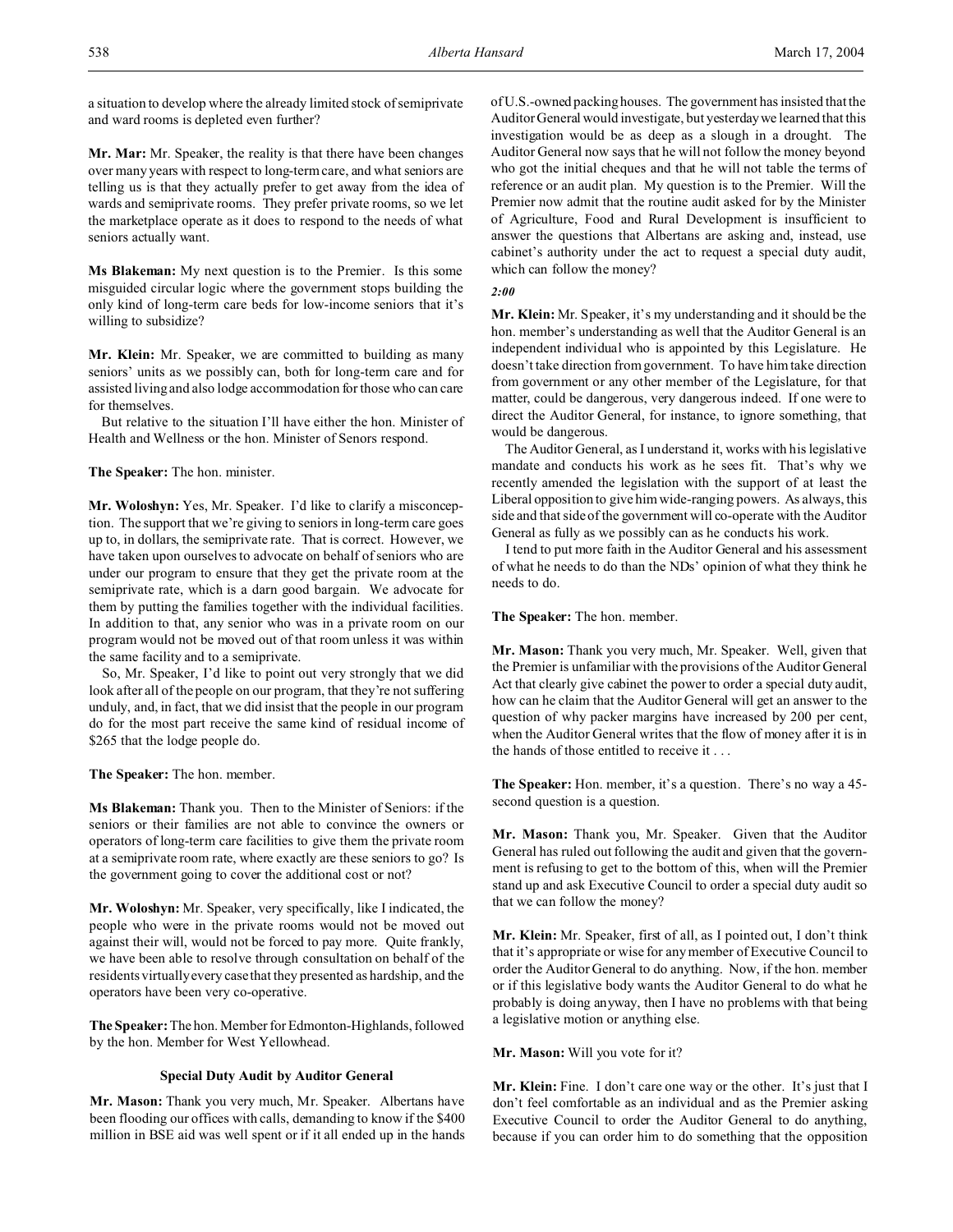a situation to develop where the already limited stock of semiprivate and ward rooms is depleted even further?

**Mr. Mar:** Mr. Speaker, the reality is that there have been changes over many years with respect to long-term care, and what seniors are telling us is that they actually prefer to get away from the idea of wards and semiprivate rooms. They prefer private rooms, so we let the marketplace operate as it does to respond to the needs of what seniors actually want.

**Ms Blakeman:** My next question is to the Premier. Is this some misguided circular logic where the government stops building the only kind of long-term care beds for low-income seniors that it's willing to subsidize?

**Mr. Klein:** Mr. Speaker, we are committed to building as many seniors' units as we possibly can, both for long-term care and for assisted living and also lodge accommodation for those who can care for themselves.

But relative to the situation I'll have either the hon. Minister of Health and Wellness or the hon. Minister of Senors respond.

**The Speaker:** The hon. minister.

**Mr. Woloshyn:** Yes, Mr. Speaker. I'd like to clarify a misconception. The support that we're giving to seniors in long-term care goes up to, in dollars, the semiprivate rate. That is correct. However, we have taken upon ourselves to advocate on behalf of seniors who are under our program to ensure that they get the private room at the semiprivate rate, which is a darn good bargain. We advocate for them by putting the families together with the individual facilities. In addition to that, any senior who was in a private room on our program would not be moved out of that room unless it was within the same facility and to a semiprivate.

So, Mr. Speaker, I'd like to point out very strongly that we did look after all of the people on our program, that they're not suffering unduly, and, in fact, that we did insist that the people in our program do for the most part receive the same kind of residual income of $265 that the lodge people do.

**The Speaker:** The hon. member.

**Ms Blakeman:** Thank you. Then to the Minister of Seniors: if the seniors or their families are not able to convince the owners or operators of long-term care facilities to give them the private room at a semiprivate room rate, where exactly are these seniors to go? Is the government going to cover the additional cost or not?

**Mr. Woloshyn:** Mr. Speaker, very specifically, like I indicated, the people who were in the private rooms would not be moved out against their will, would not be forced to pay more. Quite frankly, we have been able to resolve through consultation on behalf of the residents virtually every case that they presented as hardship, and the operators have been very co-operative.

**The Speaker:** The hon. Member for Edmonton-Highlands, followed by the hon. Member for West Yellowhead.

### Special Duty Audit by Auditor General

**Mr. Mason:** Thank you very much, Mr. Speaker. Albertans have been flooding our offices with calls, demanding to know if the $400 million in BSE aid was well spent or if it all ended up in the hands of U.S.-owned packing houses. The government has insisted that the Auditor General would investigate, but yesterday we learned that this investigation would be as deep as a slough in a drought. The Auditor General now says that he will not follow the money beyond who got the initial cheques and that he will not table the terms of reference or an audit plan. My question is to the Premier. Will the Premier now admit that the routine audit asked for by the Minister of Agriculture, Food and Rural Development is insufficient to answer the questions that Albertans are asking and, instead, use cabinet's authority under the act to request a special duty audit, which can follow the money?

*2:00*

**Mr. Klein:** Mr. Speaker, it's my understanding and it should be the hon. member's understanding as well that the Auditor General is an independent individual who is appointed by this Legislature. He doesn't take direction from government. To have him take direction from government or any other member of the Legislature, for that matter, could be dangerous, very dangerous indeed. If one were to direct the Auditor General, for instance, to ignore something, that would be dangerous.

The Auditor General, as I understand it, works with his legislative mandate and conducts his work as he sees fit. That's why we recently amended the legislation with the support of at least the Liberal opposition to give him wide-ranging powers. As always, this side and that side of the government will co-operate with the Auditor General as fully as we possibly can as he conducts his work.

I tend to put more faith in the Auditor General and his assessment of what he needs to do than the NDs' opinion of what they think he needs to do.

**The Speaker:** The hon. member.

**Mr. Mason:** Thank you very much, Mr. Speaker. Well, given that the Premier is unfamiliar with the provisions of the Auditor General Act that clearly give cabinet the power to order a special duty audit, how can he claim that the Auditor General will get an answer to the question of why packer margins have increased by 200 per cent, when the Auditor General writes that the flow of money after it is in the hands of those entitled to receive it . . .

**The Speaker:** Hon. member, it's a question. There's no way a 45-second question is a question.

**Mr. Mason:** Thank you, Mr. Speaker. Given that the Auditor General has ruled out following the audit and given that the government is refusing to get to the bottom of this, when will the Premier stand up and ask Executive Council to order a special duty audit so that we can follow the money?

**Mr. Klein:** Mr. Speaker, first of all, as I pointed out, I don't think that it's appropriate or wise for any member of Executive Council to order the Auditor General to do anything. Now, if the hon. member or if this legislative body wants the Auditor General to do what he probably is doing anyway, then I have no problems with that being a legislative motion or anything else.

**Mr. Mason:** Will you vote for it?

**Mr. Klein:** Fine. I don't care one way or the other. It's just that I don't feel comfortable as an individual and as the Premier asking Executive Council to order the Auditor General to do anything, because if you can order him to do something that the opposition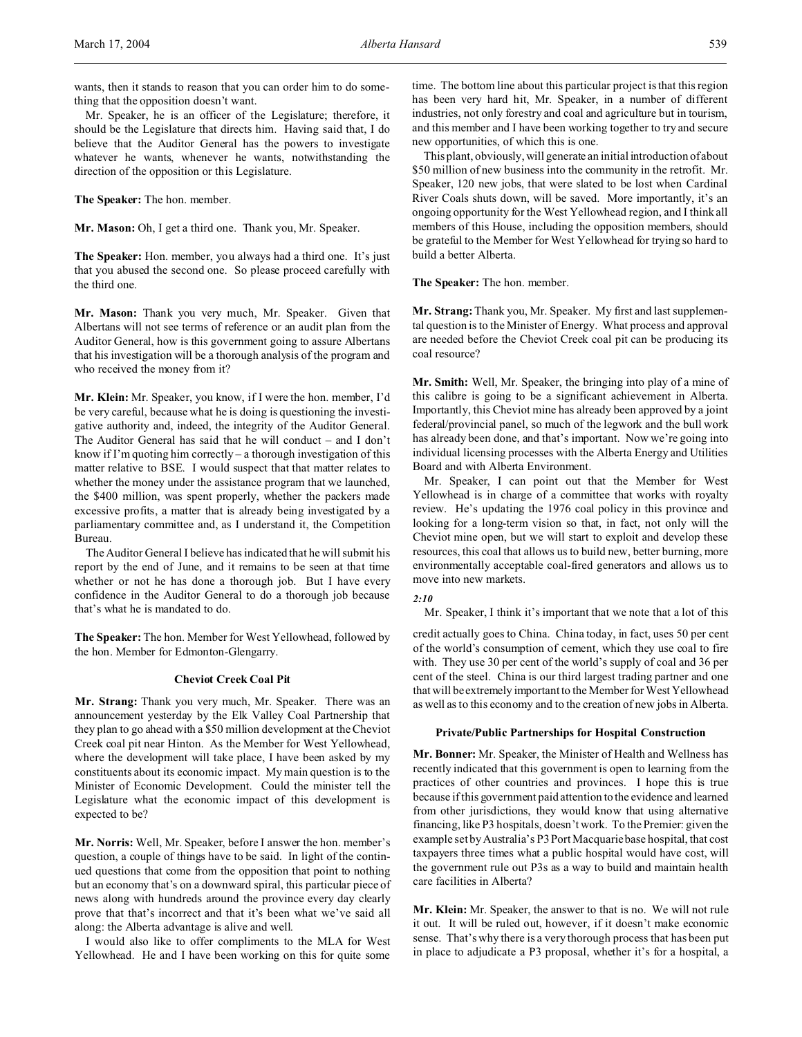wants, then it stands to reason that you can order him to do something that the opposition doesn't want.

Mr. Speaker, he is an officer of the Legislature; therefore, it should be the Legislature that directs him. Having said that, I do believe that the Auditor General has the powers to investigate whatever he wants, whenever he wants, notwithstanding the direction of the opposition or this Legislature.

**The Speaker:** The hon. member.

**Mr. Mason:** Oh, I get a third one. Thank you, Mr. Speaker.

**The Speaker:** Hon. member, you always had a third one. It's just that you abused the second one. So please proceed carefully with the third one.

**Mr. Mason:** Thank you very much, Mr. Speaker. Given that Albertans will not see terms of reference or an audit plan from the Auditor General, how is this government going to assure Albertans that his investigation will be a thorough analysis of the program and who received the money from it?

**Mr. Klein:** Mr. Speaker, you know, if I were the hon. member, I'd be very careful, because what he is doing is questioning the investigative authority and, indeed, the integrity of the Auditor General. The Auditor General has said that he will conduct – and I don't know if I'm quoting him correctly – a thorough investigation of this matter relative to BSE. I would suspect that that matter relates to whether the money under the assistance program that we launched, the $400 million, was spent properly, whether the packers made excessive profits, a matter that is already being investigated by a parliamentary committee and, as I understand it, the Competition Bureau.

The Auditor General I believe has indicated that he will submit his report by the end of June, and it remains to be seen at that time whether or not he has done a thorough job. But I have every confidence in the Auditor General to do a thorough job because that's what he is mandated to do.

**The Speaker:** The hon. Member for West Yellowhead, followed by the hon. Member for Edmonton-Glengarry.

## Cheviot Creek Coal Pit

**Mr. Strang:** Thank you very much, Mr. Speaker. There was an announcement yesterday by the Elk Valley Coal Partnership that they plan to go ahead with a $50 million development at the Cheviot Creek coal pit near Hinton. As the Member for West Yellowhead, where the development will take place, I have been asked by my constituents about its economic impact. My main question is to the Minister of Economic Development. Could the minister tell the Legislature what the economic impact of this development is expected to be?

**Mr. Norris:** Well, Mr. Speaker, before I answer the hon. member's question, a couple of things have to be said. In light of the continued questions that come from the opposition that point to nothing but an economy that's on a downward spiral, this particular piece of news along with hundreds around the province every day clearly prove that that's incorrect and that it's been what we've said all along: the Alberta advantage is alive and well.

I would also like to offer compliments to the MLA for West Yellowhead. He and I have been working on this for quite some time. The bottom line about this particular project is that this region has been very hard hit, Mr. Speaker, in a number of different industries, not only forestry and coal and agriculture but in tourism, and this member and I have been working together to try and secure new opportunities, of which this is one.

This plant, obviously, will generate an initial introduction of about $50 million of new business into the community in the retrofit. Mr. Speaker, 120 new jobs, that were slated to be lost when Cardinal River Coals shuts down, will be saved. More importantly, it's an ongoing opportunity for the West Yellowhead region, and I think all members of this House, including the opposition members, should be grateful to the Member for West Yellowhead for trying so hard to build a better Alberta.

**The Speaker:** The hon. member.

**Mr. Strang:** Thank you, Mr. Speaker. My first and last supplemental question is to the Minister of Energy. What process and approval are needed before the Cheviot Creek coal pit can be producing its coal resource?

**Mr. Smith:** Well, Mr. Speaker, the bringing into play of a mine of this calibre is going to be a significant achievement in Alberta. Importantly, this Cheviot mine has already been approved by a joint federal/provincial panel, so much of the legwork and the bull work has already been done, and that's important. Now we're going into individual licensing processes with the Alberta Energy and Utilities Board and with Alberta Environment.

Mr. Speaker, I can point out that the Member for West Yellowhead is in charge of a committee that works with royalty review. He's updating the 1976 coal policy in this province and looking for a long-term vision so that, in fact, not only will the Cheviot mine open, but we will start to exploit and develop these resources, this coal that allows us to build new, better burning, more environmentally acceptable coal-fired generators and allows us to move into new markets.

*2:10*

Mr. Speaker, I think it's important that we note that a lot of this credit actually goes to China. China today, in fact, uses 50 per cent of the world's consumption of cement, which they use coal to fire with. They use 30 per cent of the world's supply of coal and 36 per cent of the steel. China is our third largest trading partner and one that will be extremely important to the Member for West Yellowhead as well as to this economy and to the creation of new jobs in Alberta.

## Private/Public Partnerships for Hospital Construction

**Mr. Bonner:** Mr. Speaker, the Minister of Health and Wellness has recently indicated that this government is open to learning from the practices of other countries and provinces. I hope this is true because if this government paid attention to the evidence and learned from other jurisdictions, they would know that using alternative financing, like P3 hospitals, doesn't work. To the Premier: given the example set by Australia's P3 Port Macquarie base hospital, that cost taxpayers three times what a public hospital would have cost, will the government rule out P3s as a way to build and maintain health care facilities in Alberta?

**Mr. Klein:** Mr. Speaker, the answer to that is no. We will not rule it out. It will be ruled out, however, if it doesn't make economic sense. That's why there is a very thorough process that has been put in place to adjudicate a P3 proposal, whether it's for a hospital, a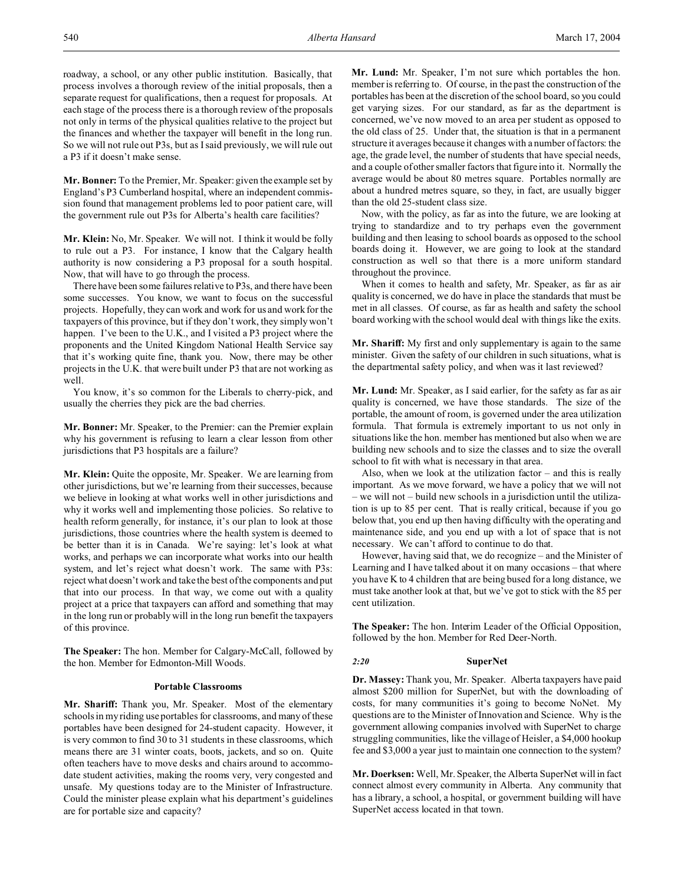roadway, a school, or any other public institution. Basically, that process involves a thorough review of the initial proposals, then a separate request for qualifications, then a request for proposals. At each stage of the process there is a thorough review of the proposals not only in terms of the physical qualities relative to the project but the finances and whether the taxpayer will benefit in the long run. So we will not rule out P3s, but as I said previously, we will rule out a P3 if it doesn't make sense.

**Mr. Bonner:** To the Premier, Mr. Speaker: given the example set by England's P3 Cumberland hospital, where an independent commission found that management problems led to poor patient care, will the government rule out P3s for Alberta's health care facilities?

**Mr. Klein:** No, Mr. Speaker. We will not. I think it would be folly to rule out a P3. For instance, I know that the Calgary health authority is now considering a P3 proposal for a south hospital. Now, that will have to go through the process.

There have been some failures relative to P3s, and there have been some successes. You know, we want to focus on the successful projects. Hopefully, they can work and work for us and work for the taxpayers of this province, but if they don't work, they simply won't happen. I've been to the U.K., and I visited a P3 project where the proponents and the United Kingdom National Health Service say that it's working quite fine, thank you. Now, there may be other projects in the U.K. that were built under P3 that are not working as well.

You know, it's so common for the Liberals to cherry-pick, and usually the cherries they pick are the bad cherries.

**Mr. Bonner:** Mr. Speaker, to the Premier: can the Premier explain why his government is refusing to learn a clear lesson from other jurisdictions that P3 hospitals are a failure?

**Mr. Klein:** Quite the opposite, Mr. Speaker. We are learning from other jurisdictions, but we're learning from their successes, because we believe in looking at what works well in other jurisdictions and why it works well and implementing those policies. So relative to health reform generally, for instance, it's our plan to look at those jurisdictions, those countries where the health system is deemed to be better than it is in Canada. We're saying: let's look at what works, and perhaps we can incorporate what works into our health system, and let's reject what doesn't work. The same with P3s: reject what doesn't work and take the best of the components and put that into our process. In that way, we come out with a quality project at a price that taxpayers can afford and something that may in the long run or probably will in the long run benefit the taxpayers of this province.

**The Speaker:** The hon. Member for Calgary-McCall, followed by the hon. Member for Edmonton-Mill Woods.

### Portable Classrooms

**Mr. Shariff:** Thank you, Mr. Speaker. Most of the elementary schools in my riding use portables for classrooms, and many of these portables have been designed for 24-student capacity. However, it is very common to find 30 to 31 students in these classrooms, which means there are 31 winter coats, boots, jackets, and so on. Quite often teachers have to move desks and chairs around to accommodate student activities, making the rooms very, very congested and unsafe. My questions today are to the Minister of Infrastructure. Could the minister please explain what his department's guidelines are for portable size and capacity?

**Mr. Lund:** Mr. Speaker, I'm not sure which portables the hon. member is referring to. Of course, in the past the construction of the portables has been at the discretion of the school board, so you could get varying sizes. For our standard, as far as the department is concerned, we've now moved to an area per student as opposed to the old class of 25. Under that, the situation is that in a permanent structure it averages because it changes with a number of factors: the age, the grade level, the number of students that have special needs, and a couple of other smaller factors that figure into it. Normally the average would be about 80 metres square. Portables normally are about a hundred metres square, so they, in fact, are usually bigger than the old 25-student class size.

Now, with the policy, as far as into the future, we are looking at trying to standardize and to try perhaps even the government building and then leasing to school boards as opposed to the school boards doing it. However, we are going to look at the standard construction as well so that there is a more uniform standard throughout the province.

When it comes to health and safety, Mr. Speaker, as far as air quality is concerned, we do have in place the standards that must be met in all classes. Of course, as far as health and safety the school board working with the school would deal with things like the exits.

**Mr. Shariff:** My first and only supplementary is again to the same minister. Given the safety of our children in such situations, what is the departmental safety policy, and when was it last reviewed?

**Mr. Lund:** Mr. Speaker, as I said earlier, for the safety as far as air quality is concerned, we have those standards. The size of the portable, the amount of room, is governed under the area utilization formula. That formula is extremely important to us not only in situations like the hon. member has mentioned but also when we are building new schools and to size the classes and to size the overall school to fit with what is necessary in that area.

Also, when we look at the utilization factor – and this is really important. As we move forward, we have a policy that we will not – we will not – build new schools in a jurisdiction until the utilization is up to 85 per cent. That is really critical, because if you go below that, you end up then having difficulty with the operating and maintenance side, and you end up with a lot of space that is not necessary. We can't afford to continue to do that.

However, having said that, we do recognize – and the Minister of Learning and I have talked about it on many occasions – that where you have K to 4 children that are being bused for a long distance, we must take another look at that, but we've got to stick with the 85 per cent utilization.

**The Speaker:** The hon. Interim Leader of the Official Opposition, followed by the hon. Member for Red Deer-North.

*2:20*

### SuperNet

**Dr. Massey:** Thank you, Mr. Speaker. Alberta taxpayers have paid almost $200 million for SuperNet, but with the downloading of costs, for many communities it's going to become NoNet. My questions are to the Minister of Innovation and Science. Why is the government allowing companies involved with SuperNet to charge struggling communities, like the village of Heisler, a $4,000 hookup fee and $3,000 a year just to maintain one connection to the system?

**Mr. Doerksen:** Well, Mr. Speaker, the Alberta SuperNet will in fact connect almost every community in Alberta. Any community that has a library, a school, a hospital, or government building will have SuperNet access located in that town.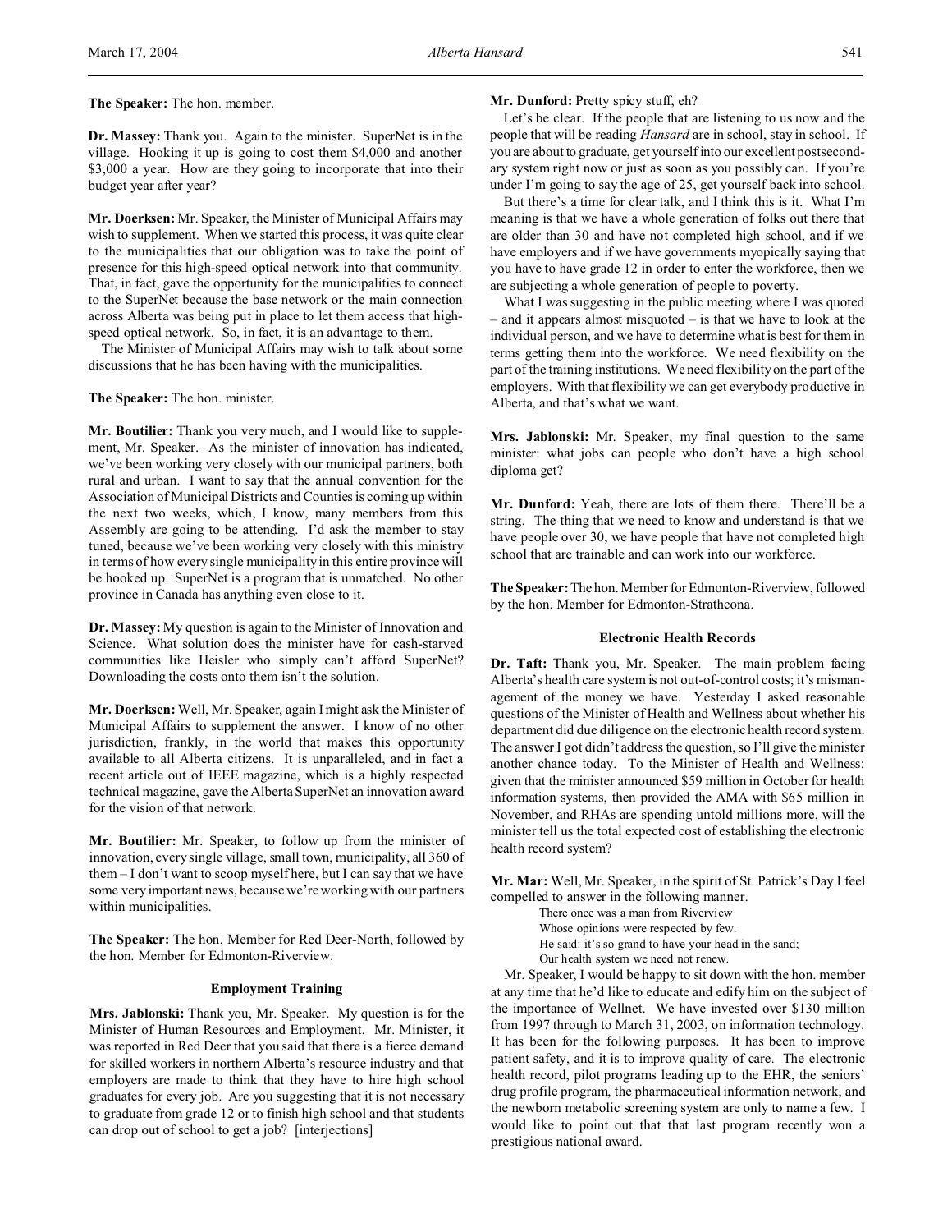**The Speaker:** The hon. member.

**Dr. Massey:** Thank you. Again to the minister. SuperNet is in the village. Hooking it up is going to cost them $4,000 and another $3,000 a year. How are they going to incorporate that into their budget year after year?

**Mr. Doerksen:** Mr. Speaker, the Minister of Municipal Affairs may wish to supplement. When we started this process, it was quite clear to the municipalities that our obligation was to take the point of presence for this high-speed optical network into that community. That, in fact, gave the opportunity for the municipalities to connect to the SuperNet because the base network or the main connection across Alberta was being put in place to let them access that high-speed optical network. So, in fact, it is an advantage to them.

The Minister of Municipal Affairs may wish to talk about some discussions that he has been having with the municipalities.

**The Speaker:** The hon. minister.

**Mr. Boutilier:** Thank you very much, and I would like to supplement, Mr. Speaker. As the minister of innovation has indicated, we've been working very closely with our municipal partners, both rural and urban. I want to say that the annual convention for the Association of Municipal Districts and Counties is coming up within the next two weeks, which, I know, many members from this Assembly are going to be attending. I'd ask the member to stay tuned, because we've been working very closely with this ministry in terms of how every single municipality in this entire province will be hooked up. SuperNet is a program that is unmatched. No other province in Canada has anything even close to it.

**Dr. Massey:** My question is again to the Minister of Innovation and Science. What solution does the minister have for cash-starved communities like Heisler who simply can't afford SuperNet? Downloading the costs onto them isn't the solution.

**Mr. Doerksen:** Well, Mr. Speaker, again I might ask the Minister of Municipal Affairs to supplement the answer. I know of no other jurisdiction, frankly, in the world that makes this opportunity available to all Alberta citizens. It is unparalleled, and in fact a recent article out of IEEE magazine, which is a highly respected technical magazine, gave the Alberta SuperNet an innovation award for the vision of that network.

**Mr. Boutilier:** Mr. Speaker, to follow up from the minister of innovation, every single village, small town, municipality, all 360 of them – I don't want to scoop myself here, but I can say that we have some very important news, because we're working with our partners within municipalities.

**The Speaker:** The hon. Member for Red Deer-North, followed by the hon. Member for Edmonton-Riverview.

### Employment Training

**Mrs. Jablonski:** Thank you, Mr. Speaker. My question is for the Minister of Human Resources and Employment. Mr. Minister, it was reported in Red Deer that you said that there is a fierce demand for skilled workers in northern Alberta's resource industry and that employers are made to think that they have to hire high school graduates for every job. Are you suggesting that it is not necessary to graduate from grade 12 or to finish high school and that students can drop out of school to get a job? [interjections]

**Mr. Dunford:** Pretty spicy stuff, eh?

Let's be clear. If the people that are listening to us now and the people that will be reading *Hansard* are in school, stay in school. If you are about to graduate, get yourself into our excellent postsecondary system right now or just as soon as you possibly can. If you're under I'm going to say the age of 25, get yourself back into school.

But there's a time for clear talk, and I think this is it. What I'm meaning is that we have a whole generation of folks out there that are older than 30 and have not completed high school, and if we have employers and if we have governments myopically saying that you have to have grade 12 in order to enter the workforce, then we are subjecting a whole generation of people to poverty.

What I was suggesting in the public meeting where I was quoted – and it appears almost misquoted – is that we have to look at the individual person, and we have to determine what is best for them in terms getting them into the workforce. We need flexibility on the part of the training institutions. We need flexibility on the part of the employers. With that flexibility we can get everybody productive in Alberta, and that's what we want.

**Mrs. Jablonski:** Mr. Speaker, my final question to the same minister: what jobs can people who don't have a high school diploma get?

**Mr. Dunford:** Yeah, there are lots of them there. There'll be a string. The thing that we need to know and understand is that we have people over 30, we have people that have not completed high school that are trainable and can work into our workforce.

**The Speaker:** The hon. Member for Edmonton-Riverview, followed by the hon. Member for Edmonton-Strathcona.

### Electronic Health Records

**Dr. Taft:** Thank you, Mr. Speaker. The main problem facing Alberta's health care system is not out-of-control costs; it's mismanagement of the money we have. Yesterday I asked reasonable questions of the Minister of Health and Wellness about whether his department did due diligence on the electronic health record system. The answer I got didn't address the question, so I'll give the minister another chance today. To the Minister of Health and Wellness: given that the minister announced $59 million in October for health information systems, then provided the AMA with $65 million in November, and RHAs are spending untold millions more, will the minister tell us the total expected cost of establishing the electronic health record system?

**Mr. Mar:** Well, Mr. Speaker, in the spirit of St. Patrick's Day I feel compelled to answer in the following manner.

> There once was a man from Riverview
> Whose opinions were respected by few.
> He said: it's so grand to have your head in the sand;
> Our health system we need not renew.

Mr. Speaker, I would be happy to sit down with the hon. member at any time that he'd like to educate and edify him on the subject of the importance of Wellnet. We have invested over $130 million from 1997 through to March 31, 2003, on information technology. It has been for the following purposes. It has been to improve patient safety, and it is to improve quality of care. The electronic health record, pilot programs leading up to the EHR, the seniors' drug profile program, the pharmaceutical information network, and the newborn metabolic screening system are only to name a few. I would like to point out that that last program recently won a prestigious national award.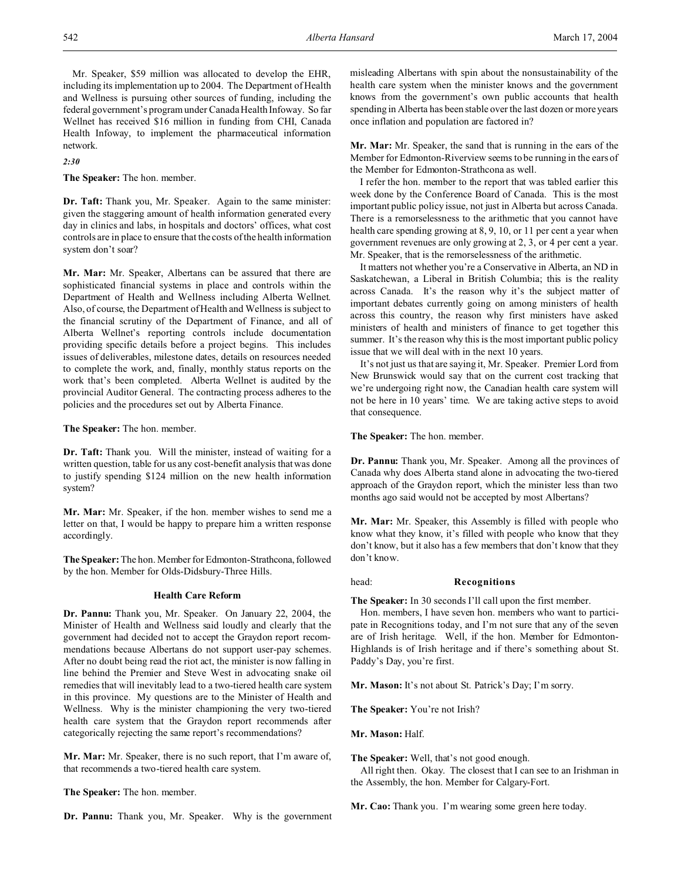Mr. Speaker, $59 million was allocated to develop the EHR, including its implementation up to 2004. The Department of Health and Wellness is pursuing other sources of funding, including the federal government's program under Canada Health Infoway. So far Wellnet has received $16 million in funding from CHI, Canada Health Infoway, to implement the pharmaceutical information network.

*2:30*

**The Speaker:** The hon. member.

**Dr. Taft:** Thank you, Mr. Speaker. Again to the same minister: given the staggering amount of health information generated every day in clinics and labs, in hospitals and doctors' offices, what cost controls are in place to ensure that the costs of the health information system don't soar?

**Mr. Mar:** Mr. Speaker, Albertans can be assured that there are sophisticated financial systems in place and controls within the Department of Health and Wellness including Alberta Wellnet. Also, of course, the Department of Health and Wellness is subject to the financial scrutiny of the Department of Finance, and all of Alberta Wellnet's reporting controls include documentation providing specific details before a project begins. This includes issues of deliverables, milestone dates, details on resources needed to complete the work, and, finally, monthly status reports on the work that's been completed. Alberta Wellnet is audited by the provincial Auditor General. The contracting process adheres to the policies and the procedures set out by Alberta Finance.

**The Speaker:** The hon. member.

**Dr. Taft:** Thank you. Will the minister, instead of waiting for a written question, table for us any cost-benefit analysis that was done to justify spending $124 million on the new health information system?

**Mr. Mar:** Mr. Speaker, if the hon. member wishes to send me a letter on that, I would be happy to prepare him a written response accordingly.

**The Speaker:** The hon. Member for Edmonton-Strathcona, followed by the hon. Member for Olds-Didsbury-Three Hills.

### Health Care Reform

**Dr. Pannu:** Thank you, Mr. Speaker. On January 22, 2004, the Minister of Health and Wellness said loudly and clearly that the government had decided not to accept the Graydon report recommendations because Albertans do not support user-pay schemes. After no doubt being read the riot act, the minister is now falling in line behind the Premier and Steve West in advocating snake oil remedies that will inevitably lead to a two-tiered health care system in this province. My questions are to the Minister of Health and Wellness. Why is the minister championing the very two-tiered health care system that the Graydon report recommends after categorically rejecting the same report's recommendations?

**Mr. Mar:** Mr. Speaker, there is no such report, that I'm aware of, that recommends a two-tiered health care system.

**The Speaker:** The hon. member.

**Dr. Pannu:** Thank you, Mr. Speaker. Why is the government misleading Albertans with spin about the nonsustainability of the health care system when the minister knows and the government knows from the government's own public accounts that health spending in Alberta has been stable over the last dozen or more years once inflation and population are factored in?

**Mr. Mar:** Mr. Speaker, the sand that is running in the ears of the Member for Edmonton-Riverview seems to be running in the ears of the Member for Edmonton-Strathcona as well.

I refer the hon. member to the report that was tabled earlier this week done by the Conference Board of Canada. This is the most important public policy issue, not just in Alberta but across Canada. There is a remorselessness to the arithmetic that you cannot have health care spending growing at 8, 9, 10, or 11 per cent a year when government revenues are only growing at 2, 3, or 4 per cent a year. Mr. Speaker, that is the remorselessness of the arithmetic.

It matters not whether you're a Conservative in Alberta, an ND in Saskatchewan, a Liberal in British Columbia; this is the reality across Canada. It's the reason why it's the subject matter of important debates currently going on among ministers of health across this country, the reason why first ministers have asked ministers of health and ministers of finance to get together this summer. It's the reason why this is the most important public policy issue that we will deal with in the next 10 years.

It's not just us that are saying it, Mr. Speaker. Premier Lord from New Brunswick would say that on the current cost tracking that we're undergoing right now, the Canadian health care system will not be here in 10 years' time. We are taking active steps to avoid that consequence.

**The Speaker:** The hon. member.

**Dr. Pannu:** Thank you, Mr. Speaker. Among all the provinces of Canada why does Alberta stand alone in advocating the two-tiered approach of the Graydon report, which the minister less than two months ago said would not be accepted by most Albertans?

**Mr. Mar:** Mr. Speaker, this Assembly is filled with people who know what they know, it's filled with people who know that they don't know, but it also has a few members that don't know that they don't know.

head: **Recognitions**

**The Speaker:** In 30 seconds I'll call upon the first member.

Hon. members, I have seven hon. members who want to participate in Recognitions today, and I'm not sure that any of the seven are of Irish heritage. Well, if the hon. Member for Edmonton-Highlands is of Irish heritage and if there's something about St. Paddy's Day, you're first.

**Mr. Mason:** It's not about St. Patrick's Day; I'm sorry.

**The Speaker:** You're not Irish?

**Mr. Mason:** Half.

**The Speaker:** Well, that's not good enough.

All right then. Okay. The closest that I can see to an Irishman in the Assembly, the hon. Member for Calgary-Fort.

**Mr. Cao:** Thank you. I'm wearing some green here today.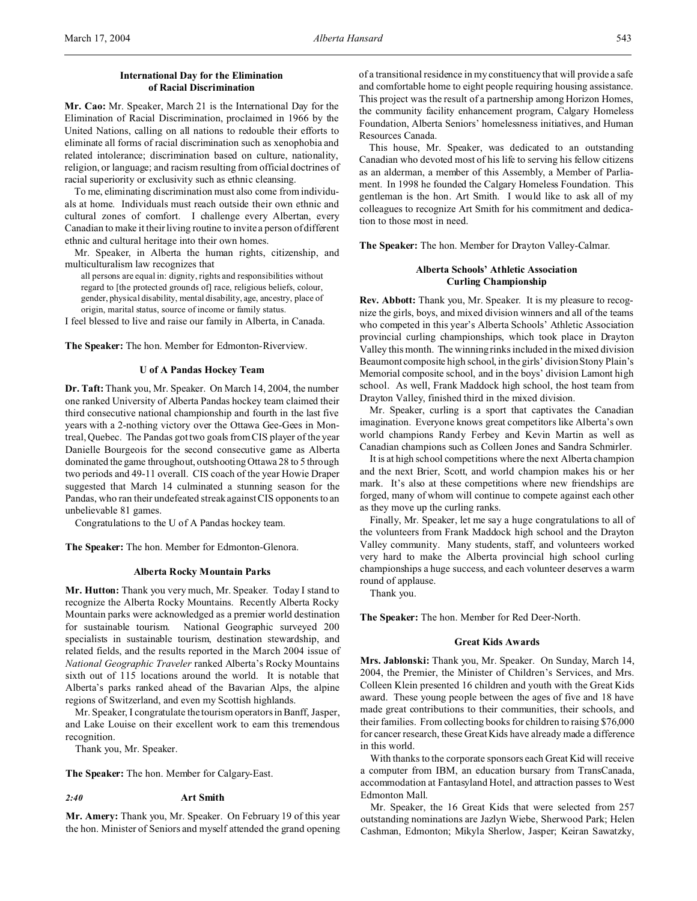### International Day for the Elimination of Racial Discrimination

**Mr. Cao:** Mr. Speaker, March 21 is the International Day for the Elimination of Racial Discrimination, proclaimed in 1966 by the United Nations, calling on all nations to redouble their efforts to eliminate all forms of racial discrimination such as xenophobia and related intolerance; discrimination based on culture, nationality, religion, or language; and racism resulting from official doctrines of racial superiority or exclusivity such as ethnic cleansing.

To me, eliminating discrimination must also come from individuals at home. Individuals must reach outside their own ethnic and cultural zones of comfort. I challenge every Albertan, every Canadian to make it their living routine to invite a person of different ethnic and cultural heritage into their own homes.

Mr. Speaker, in Alberta the human rights, citizenship, and multiculturalism law recognizes that

> all persons are equal in: dignity, rights and responsibilities without regard to [the protected grounds of] race, religious beliefs, colour, gender, physical disability, mental disability, age, ancestry, place of origin, marital status, source of income or family status.

I feel blessed to live and raise our family in Alberta, in Canada.

**The Speaker:** The hon. Member for Edmonton-Riverview.

### U of A Pandas Hockey Team

**Dr. Taft:** Thank you, Mr. Speaker. On March 14, 2004, the number one ranked University of Alberta Pandas hockey team claimed their third consecutive national championship and fourth in the last five years with a 2-nothing victory over the Ottawa Gee-Gees in Montreal, Quebec. The Pandas got two goals from CIS player of the year Danielle Bourgeois for the second consecutive game as Alberta dominated the game throughout, outshooting Ottawa 28 to 5 through two periods and 49-11 overall. CIS coach of the year Howie Draper suggested that March 14 culminated a stunning season for the Pandas, who ran their undefeated streak against CIS opponents to an unbelievable 81 games.

Congratulations to the U of A Pandas hockey team.

**The Speaker:** The hon. Member for Edmonton-Glenora.

### Alberta Rocky Mountain Parks

**Mr. Hutton:** Thank you very much, Mr. Speaker. Today I stand to recognize the Alberta Rocky Mountains. Recently Alberta Rocky Mountain parks were acknowledged as a premier world destination for sustainable tourism. National Geographic surveyed 200 specialists in sustainable tourism, destination stewardship, and related fields, and the results reported in the March 2004 issue of *National Geographic Traveler* ranked Alberta's Rocky Mountains sixth out of 115 locations around the world. It is notable that Alberta's parks ranked ahead of the Bavarian Alps, the alpine regions of Switzerland, and even my Scottish highlands.

Mr. Speaker, I congratulate the tourism operators in Banff, Jasper, and Lake Louise on their excellent work to earn this tremendous recognition.

Thank you, Mr. Speaker.

**The Speaker:** The hon. Member for Calgary-East.

### Art Smith

*2:40*

**Mr. Amery:** Thank you, Mr. Speaker. On February 19 of this year the hon. Minister of Seniors and myself attended the grand opening of a transitional residence in my constituency that will provide a safe and comfortable home to eight people requiring housing assistance. This project was the result of a partnership among Horizon Homes, the community facility enhancement program, Calgary Homeless Foundation, Alberta Seniors' homelessness initiatives, and Human Resources Canada.

This house, Mr. Speaker, was dedicated to an outstanding Canadian who devoted most of his life to serving his fellow citizens as an alderman, a member of this Assembly, a Member of Parliament. In 1998 he founded the Calgary Homeless Foundation. This gentleman is the hon. Art Smith. I would like to ask all of my colleagues to recognize Art Smith for his commitment and dedication to those most in need.

**The Speaker:** The hon. Member for Drayton Valley-Calmar.

### Alberta Schools' Athletic Association Curling Championship

**Rev. Abbott:** Thank you, Mr. Speaker. It is my pleasure to recognize the girls, boys, and mixed division winners and all of the teams who competed in this year's Alberta Schools' Athletic Association provincial curling championships, which took place in Drayton Valley this month. The winning rinks included in the mixed division Beaumont composite high school, in the girls' division Stony Plain's Memorial composite school, and in the boys' division Lamont high school. As well, Frank Maddock high school, the host team from Drayton Valley, finished third in the mixed division.

Mr. Speaker, curling is a sport that captivates the Canadian imagination. Everyone knows great competitors like Alberta's own world champions Randy Ferbey and Kevin Martin as well as Canadian champions such as Colleen Jones and Sandra Schmirler.

It is at high school competitions where the next Alberta champion and the next Brier, Scott, and world champion makes his or her mark. It's also at these competitions where new friendships are forged, many of whom will continue to compete against each other as they move up the curling ranks.

Finally, Mr. Speaker, let me say a huge congratulations to all of the volunteers from Frank Maddock high school and the Drayton Valley community. Many students, staff, and volunteers worked very hard to make the Alberta provincial high school curling championships a huge success, and each volunteer deserves a warm round of applause.

Thank you.

**The Speaker:** The hon. Member for Red Deer-North.

### Great Kids Awards

**Mrs. Jablonski:** Thank you, Mr. Speaker. On Sunday, March 14, 2004, the Premier, the Minister of Children's Services, and Mrs. Colleen Klein presented 16 children and youth with the Great Kids award. These young people between the ages of five and 18 have made great contributions to their communities, their schools, and their families. From collecting books for children to raising $76,000 for cancer research, these Great Kids have already made a difference in this world.

With thanks to the corporate sponsors each Great Kid will receive a computer from IBM, an education bursary from TransCanada, accommodation at Fantasyland Hotel, and attraction passes to West Edmonton Mall.

Mr. Speaker, the 16 Great Kids that were selected from 257 outstanding nominations are Jazlyn Wiebe, Sherwood Park; Helen Cashman, Edmonton; Mikyla Sherlow, Jasper; Keiran Sawatzky,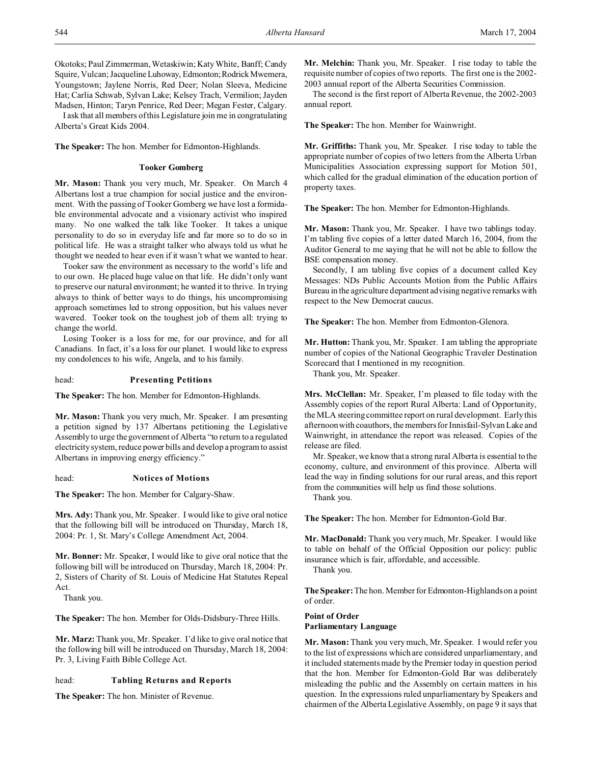Okotoks; Paul Zimmerman, Wetaskiwin; Katy White, Banff; Candy Squire, Vulcan; Jacqueline Luhoway, Edmonton; Rodrick Mwemera, Youngstown; Jaylene Norris, Red Deer; Nolan Sleeva, Medicine Hat; Carlia Schwab, Sylvan Lake; Kelsey Trach, Vermilion; Jayden Madsen, Hinton; Taryn Penrice, Red Deer; Megan Fester, Calgary.

I ask that all members of this Legislature join me in congratulating Alberta's Great Kids 2004.

**The Speaker:** The hon. Member for Edmonton-Highlands.

### Tooker Gomberg

**Mr. Mason:** Thank you very much, Mr. Speaker. On March 4 Albertans lost a true champion for social justice and the environment. With the passing of Tooker Gomberg we have lost a formidable environmental advocate and a visionary activist who inspired many. No one walked the talk like Tooker. It takes a unique personality to do so in everyday life and far more so to do so in political life. He was a straight talker who always told us what he thought we needed to hear even if it wasn't what we wanted to hear.

Tooker saw the environment as necessary to the world's life and to our own. He placed huge value on that life. He didn't only want to preserve our natural environment; he wanted it to thrive. In trying always to think of better ways to do things, his uncompromising approach sometimes led to strong opposition, but his values never wavered. Tooker took on the toughest job of them all: trying to change the world.

Losing Tooker is a loss for me, for our province, and for all Canadians. In fact, it's a loss for our planet. I would like to express my condolences to his wife, Angela, and to his family.

head: **Presenting Petitions**

**The Speaker:** The hon. Member for Edmonton-Highlands.

**Mr. Mason:** Thank you very much, Mr. Speaker. I am presenting a petition signed by 137 Albertans petitioning the Legislative Assembly to urge the government of Alberta "to return to a regulated electricity system, reduce power bills and develop a program to assist Albertans in improving energy efficiency."

head: **Notices of Motions**

**The Speaker:** The hon. Member for Calgary-Shaw.

**Mrs. Ady:** Thank you, Mr. Speaker. I would like to give oral notice that the following bill will be introduced on Thursday, March 18, 2004: Pr. 1, St. Mary's College Amendment Act, 2004.

**Mr. Bonner:** Mr. Speaker, I would like to give oral notice that the following bill will be introduced on Thursday, March 18, 2004: Pr. 2, Sisters of Charity of St. Louis of Medicine Hat Statutes Repeal Act.

Thank you.

**The Speaker:** The hon. Member for Olds-Didsbury-Three Hills.

**Mr. Marz:** Thank you, Mr. Speaker. I'd like to give oral notice that the following bill will be introduced on Thursday, March 18, 2004: Pr. 3, Living Faith Bible College Act.

head: **Tabling Returns and Reports**

**The Speaker:** The hon. Minister of Revenue.

**Mr. Melchin:** Thank you, Mr. Speaker. I rise today to table the requisite number of copies of two reports. The first one is the 2002-2003 annual report of the Alberta Securities Commission.

The second is the first report of Alberta Revenue, the 2002-2003 annual report.

**The Speaker:** The hon. Member for Wainwright.

**Mr. Griffiths:** Thank you, Mr. Speaker. I rise today to table the appropriate number of copies of two letters from the Alberta Urban Municipalities Association expressing support for Motion 501, which called for the gradual elimination of the education portion of property taxes.

**The Speaker:** The hon. Member for Edmonton-Highlands.

**Mr. Mason:** Thank you, Mr. Speaker. I have two tablings today. I'm tabling five copies of a letter dated March 16, 2004, from the Auditor General to me saying that he will not be able to follow the BSE compensation money.

Secondly, I am tabling five copies of a document called Key Messages: NDs Public Accounts Motion from the Public Affairs Bureau in the agriculture department advising negative remarks with respect to the New Democrat caucus.

**The Speaker:** The hon. Member from Edmonton-Glenora.

**Mr. Hutton:** Thank you, Mr. Speaker. I am tabling the appropriate number of copies of the National Geographic Traveler Destination Scorecard that I mentioned in my recognition.

Thank you, Mr. Speaker.

**Mrs. McClellan:** Mr. Speaker, I'm pleased to file today with the Assembly copies of the report Rural Alberta: Land of Opportunity, the MLA steering committee report on rural development. Early this afternoon with coauthors, the members for Innisfail-Sylvan Lake and Wainwright, in attendance the report was released. Copies of the release are filed.

Mr. Speaker, we know that a strong rural Alberta is essential to the economy, culture, and environment of this province. Alberta will lead the way in finding solutions for our rural areas, and this report from the communities will help us find those solutions.

Thank you.

**The Speaker:** The hon. Member for Edmonton-Gold Bar.

**Mr. MacDonald:** Thank you very much, Mr. Speaker. I would like to table on behalf of the Official Opposition our policy: public insurance which is fair, affordable, and accessible.

Thank you.

**The Speaker:** The hon. Member for Edmonton-Highlands on a point of order.

**Point of Order**
**Parliamentary Language**

**Mr. Mason:** Thank you very much, Mr. Speaker. I would refer you to the list of expressions which are considered unparliamentary, and it included statements made by the Premier today in question period that the hon. Member for Edmonton-Gold Bar was deliberately misleading the public and the Assembly on certain matters in his question. In the expressions ruled unparliamentary by Speakers and chairmen of the Alberta Legislative Assembly, on page 9 it says that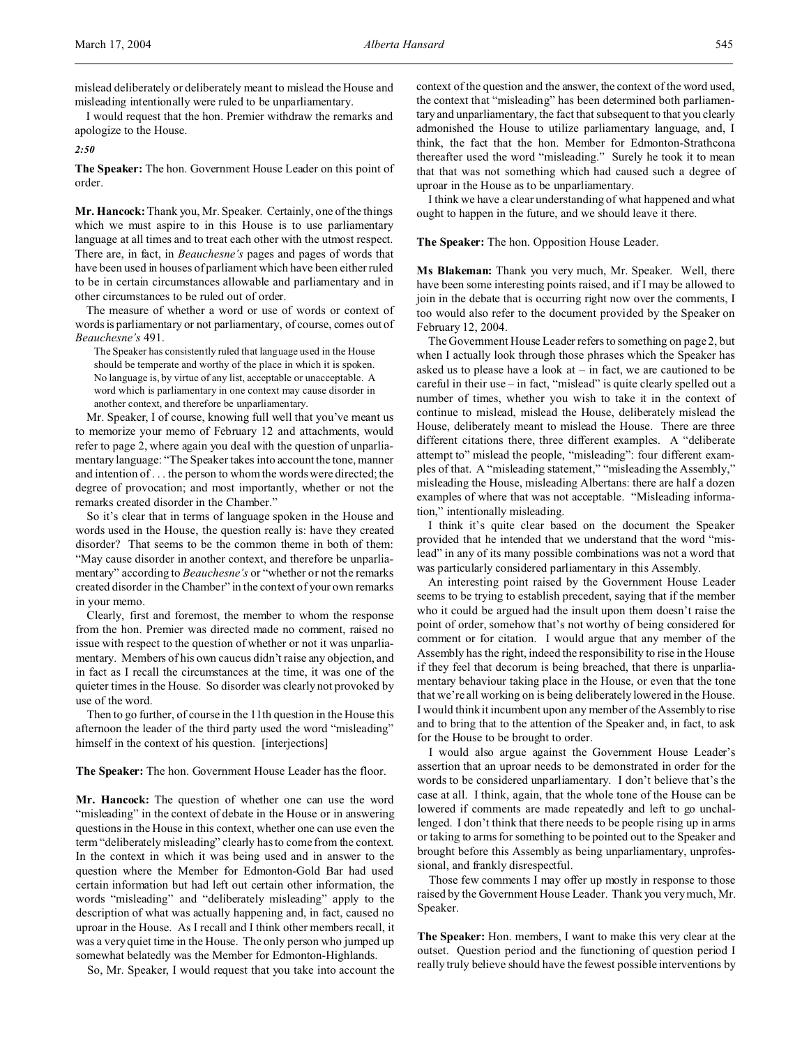mislead deliberately or deliberately meant to mislead the House and misleading intentionally were ruled to be unparliamentary.

I would request that the hon. Premier withdraw the remarks and apologize to the House.

*2:50*

**The Speaker:** The hon. Government House Leader on this point of order.

**Mr. Hancock:** Thank you, Mr. Speaker. Certainly, one of the things which we must aspire to in this House is to use parliamentary language at all times and to treat each other with the utmost respect. There are, in fact, in *Beauchesne's* pages and pages of words that have been used in houses of parliament which have been either ruled to be in certain circumstances allowable and parliamentary and in other circumstances to be ruled out of order.

The measure of whether a word or use of words or context of words is parliamentary or not parliamentary, of course, comes out of *Beauchesne's* 491.

> The Speaker has consistently ruled that language used in the House should be temperate and worthy of the place in which it is spoken. No language is, by virtue of any list, acceptable or unacceptable. A word which is parliamentary in one context may cause disorder in another context, and therefore be unparliamentary.

Mr. Speaker, I of course, knowing full well that you've meant us to memorize your memo of February 12 and attachments, would refer to page 2, where again you deal with the question of unparliamentary language: "The Speaker takes into account the tone, manner and intention of . . . the person to whom the words were directed; the degree of provocation; and most importantly, whether or not the remarks created disorder in the Chamber."

So it's clear that in terms of language spoken in the House and words used in the House, the question really is: have they created disorder? That seems to be the common theme in both of them: "May cause disorder in another context, and therefore be unparliamentary" according to *Beauchesne's* or "whether or not the remarks created disorder in the Chamber" in the context of your own remarks in your memo.

Clearly, first and foremost, the member to whom the response from the hon. Premier was directed made no comment, raised no issue with respect to the question of whether or not it was unparliamentary. Members of his own caucus didn't raise any objection, and in fact as I recall the circumstances at the time, it was one of the quieter times in the House. So disorder was clearly not provoked by use of the word.

Then to go further, of course in the 11th question in the House this afternoon the leader of the third party used the word "misleading" himself in the context of his question. [interjections]

**The Speaker:** The hon. Government House Leader has the floor.

**Mr. Hancock:** The question of whether one can use the word "misleading" in the context of debate in the House or in answering questions in the House in this context, whether one can use even the term "deliberately misleading" clearly has to come from the context. In the context in which it was being used and in answer to the question where the Member for Edmonton-Gold Bar had used certain information but had left out certain other information, the words "misleading" and "deliberately misleading" apply to the description of what was actually happening and, in fact, caused no uproar in the House. As I recall and I think other members recall, it was a very quiet time in the House. The only person who jumped up somewhat belatedly was the Member for Edmonton-Highlands.

So, Mr. Speaker, I would request that you take into account the context of the question and the answer, the context of the word used, the context that "misleading" has been determined both parliamentary and unparliamentary, the fact that subsequent to that you clearly admonished the House to utilize parliamentary language, and, I think, the fact that the hon. Member for Edmonton-Strathcona thereafter used the word "misleading." Surely he took it to mean that that was not something which had caused such a degree of uproar in the House as to be unparliamentary.

I think we have a clear understanding of what happened and what ought to happen in the future, and we should leave it there.

**The Speaker:** The hon. Opposition House Leader.

**Ms Blakeman:** Thank you very much, Mr. Speaker. Well, there have been some interesting points raised, and if I may be allowed to join in the debate that is occurring right now over the comments, I too would also refer to the document provided by the Speaker on February 12, 2004.

The Government House Leader refers to something on page 2, but when I actually look through those phrases which the Speaker has asked us to please have a look at – in fact, we are cautioned to be careful in their use – in fact, "mislead" is quite clearly spelled out a number of times, whether you wish to take it in the context of continue to mislead, mislead the House, deliberately mislead the House, deliberately meant to mislead the House. There are three different citations there, three different examples. A "deliberate attempt to" mislead the people, "misleading": four different examples of that. A "misleading statement," "misleading the Assembly," misleading the House, misleading Albertans: there are half a dozen examples of where that was not acceptable. "Misleading information," intentionally misleading.

I think it's quite clear based on the document the Speaker provided that he intended that we understand that the word "mislead" in any of its many possible combinations was not a word that was particularly considered parliamentary in this Assembly.

An interesting point raised by the Government House Leader seems to be trying to establish precedent, saying that if the member who it could be argued had the insult upon them doesn't raise the point of order, somehow that's not worthy of being considered for comment or for citation. I would argue that any member of the Assembly has the right, indeed the responsibility to rise in the House if they feel that decorum is being breached, that there is unparliamentary behaviour taking place in the House, or even that the tone that we're all working on is being deliberately lowered in the House. I would think it incumbent upon any member of the Assembly to rise and to bring that to the attention of the Speaker and, in fact, to ask for the House to be brought to order.

I would also argue against the Government House Leader's assertion that an uproar needs to be demonstrated in order for the words to be considered unparliamentary. I don't believe that's the case at all. I think, again, that the whole tone of the House can be lowered if comments are made repeatedly and left to go unchallenged. I don't think that there needs to be people rising up in arms or taking to arms for something to be pointed out to the Speaker and brought before this Assembly as being unparliamentary, unprofessional, and frankly disrespectful.

Those few comments I may offer up mostly in response to those raised by the Government House Leader. Thank you very much, Mr. Speaker.

**The Speaker:** Hon. members, I want to make this very clear at the outset. Question period and the functioning of question period I really truly believe should have the fewest possible interventions by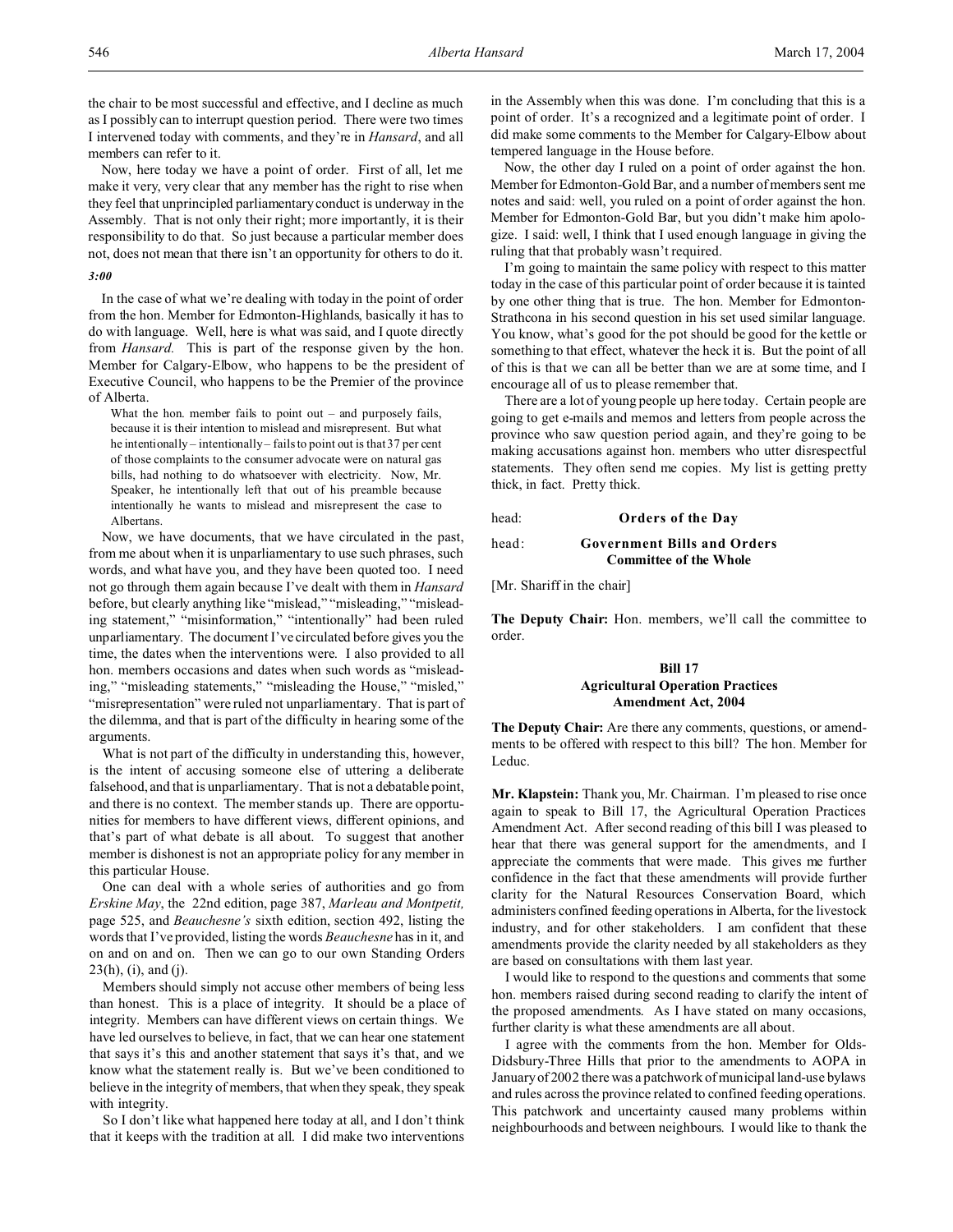the chair to be most successful and effective, and I decline as much as I possibly can to interrupt question period. There were two times I intervened today with comments, and they're in *Hansard*, and all members can refer to it.

Now, here today we have a point of order. First of all, let me make it very, very clear that any member has the right to rise when they feel that unprincipled parliamentary conduct is underway in the Assembly. That is not only their right; more importantly, it is their responsibility to do that. So just because a particular member does not, does not mean that there isn't an opportunity for others to do it.

*3:00*

In the case of what we're dealing with today in the point of order from the hon. Member for Edmonton-Highlands, basically it has to do with language. Well, here is what was said, and I quote directly from *Hansard.* This is part of the response given by the hon. Member for Calgary-Elbow, who happens to be the president of Executive Council, who happens to be the Premier of the province of Alberta.

> What the hon. member fails to point out – and purposely fails, because it is their intention to mislead and misrepresent. But what he intentionally – intentionally – fails to point out is that 37 per cent of those complaints to the consumer advocate were on natural gas bills, had nothing to do whatsoever with electricity. Now, Mr. Speaker, he intentionally left that out of his preamble because intentionally he wants to mislead and misrepresent the case to Albertans.

Now, we have documents, that we have circulated in the past, from me about when it is unparliamentary to use such phrases, such words, and what have you, and they have been quoted too. I need not go through them again because I've dealt with them in *Hansard* before, but clearly anything like "mislead," "misleading," "misleading statement," "misinformation," "intentionally" had been ruled unparliamentary. The document I've circulated before gives you the time, the dates when the interventions were. I also provided to all hon. members occasions and dates when such words as "misleading," "misleading statements," "misleading the House," "misled," "misrepresentation" were ruled not unparliamentary. That is part of the dilemma, and that is part of the difficulty in hearing some of the arguments.

What is not part of the difficulty in understanding this, however, is the intent of accusing someone else of uttering a deliberate falsehood, and that is unparliamentary. That is not a debatable point, and there is no context. The member stands up. There are opportunities for members to have different views, different opinions, and that's part of what debate is all about. To suggest that another member is dishonest is not an appropriate policy for any member in this particular House.

One can deal with a whole series of authorities and go from *Erskine May*, the 22nd edition, page 387, *Marleau and Montpetit,* page 525, and *Beauchesne's* sixth edition, section 492, listing the words that I've provided, listing the words *Beauchesne* has in it, and on and on and on. Then we can go to our own Standing Orders 23(h), (i), and (j).

Members should simply not accuse other members of being less than honest. This is a place of integrity. It should be a place of integrity. Members can have different views on certain things. We have led ourselves to believe, in fact, that we can hear one statement that says it's this and another statement that says it's that, and we know what the statement really is. But we've been conditioned to believe in the integrity of members, that when they speak, they speak with integrity.

So I don't like what happened here today at all, and I don't think that it keeps with the tradition at all. I did make two interventions in the Assembly when this was done. I'm concluding that this is a point of order. It's a recognized and a legitimate point of order. I did make some comments to the Member for Calgary-Elbow about tempered language in the House before.

Now, the other day I ruled on a point of order against the hon. Member for Edmonton-Gold Bar, and a number of members sent me notes and said: well, you ruled on a point of order against the hon. Member for Edmonton-Gold Bar, but you didn't make him apologize. I said: well, I think that I used enough language in giving the ruling that that probably wasn't required.

I'm going to maintain the same policy with respect to this matter today in the case of this particular point of order because it is tainted by one other thing that is true. The hon. Member for Edmonton-Strathcona in his second question in his set used similar language. You know, what's good for the pot should be good for the kettle or something to that effect, whatever the heck it is. But the point of all of this is that we can all be better than we are at some time, and I encourage all of us to please remember that.

There are a lot of young people up here today. Certain people are going to get e-mails and memos and letters from people across the province who saw question period again, and they're going to be making accusations against hon. members who utter disrespectful statements. They often send me copies. My list is getting pretty thick, in fact. Pretty thick.

head: **Orders of the Day**

head: **Government Bills and Orders**
**Committee of the Whole**

[Mr. Shariff in the chair]

**The Deputy Chair:** Hon. members, we'll call the committee to order.

## Bill 17
## Agricultural Operation Practices Amendment Act, 2004

**The Deputy Chair:** Are there any comments, questions, or amendments to be offered with respect to this bill? The hon. Member for Leduc.

**Mr. Klapstein:** Thank you, Mr. Chairman. I'm pleased to rise once again to speak to Bill 17, the Agricultural Operation Practices Amendment Act. After second reading of this bill I was pleased to hear that there was general support for the amendments, and I appreciate the comments that were made. This gives me further confidence in the fact that these amendments will provide further clarity for the Natural Resources Conservation Board, which administers confined feeding operations in Alberta, for the livestock industry, and for other stakeholders. I am confident that these amendments provide the clarity needed by all stakeholders as they are based on consultations with them last year.

I would like to respond to the questions and comments that some hon. members raised during second reading to clarify the intent of the proposed amendments. As I have stated on many occasions, further clarity is what these amendments are all about.

I agree with the comments from the hon. Member for Olds-Didsbury-Three Hills that prior to the amendments to AOPA in January of 2002 there was a patchwork of municipal land-use bylaws and rules across the province related to confined feeding operations. This patchwork and uncertainty caused many problems within neighbourhoods and between neighbours. I would like to thank the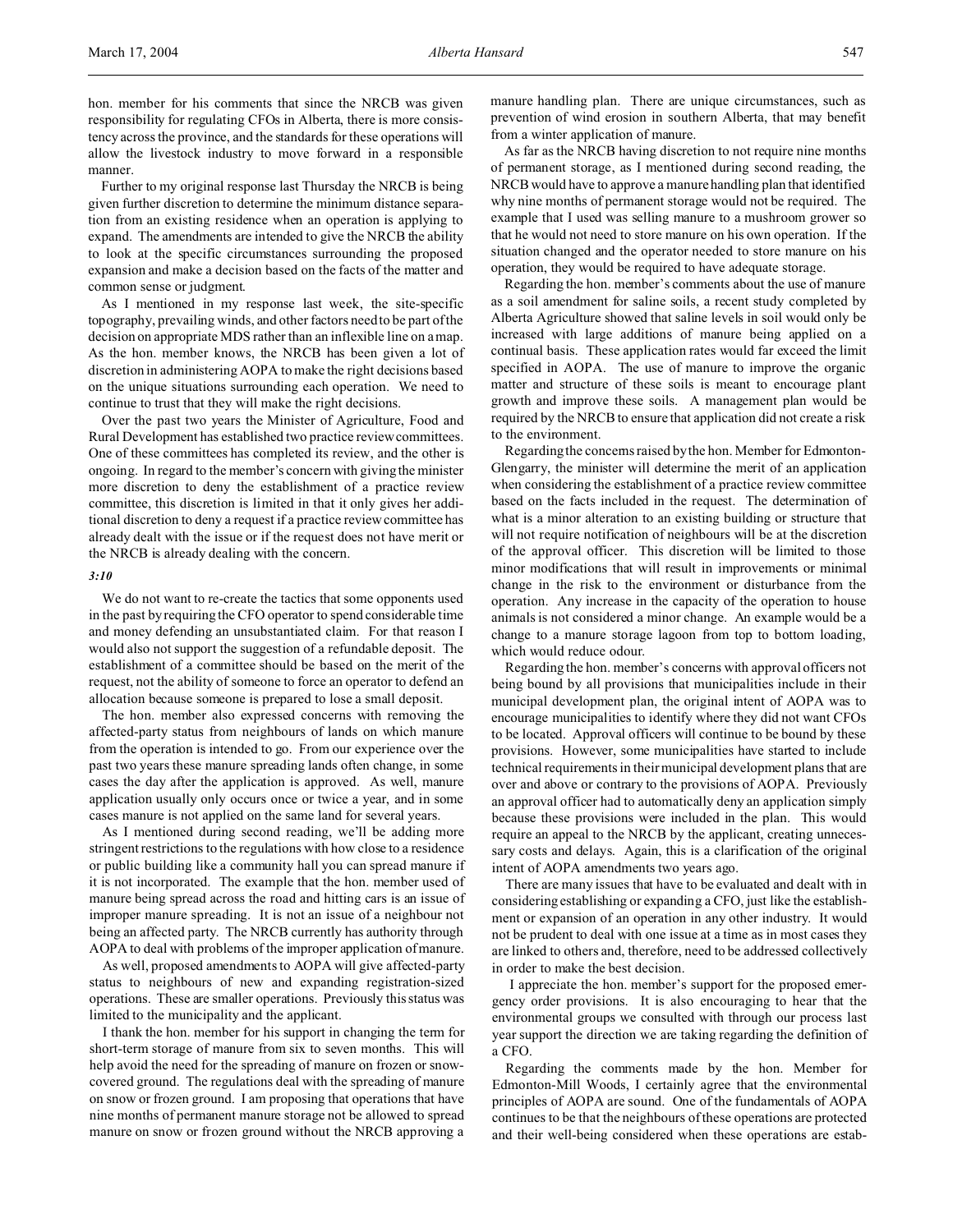hon. member for his comments that since the NRCB was given responsibility for regulating CFOs in Alberta, there is more consistency across the province, and the standards for these operations will allow the livestock industry to move forward in a responsible manner.

Further to my original response last Thursday the NRCB is being given further discretion to determine the minimum distance separation from an existing residence when an operation is applying to expand. The amendments are intended to give the NRCB the ability to look at the specific circumstances surrounding the proposed expansion and make a decision based on the facts of the matter and common sense or judgment.

As I mentioned in my response last week, the site-specific topography, prevailing winds, and other factors need to be part of the decision on appropriate MDS rather than an inflexible line on a map. As the hon. member knows, the NRCB has been given a lot of discretion in administering AOPA to make the right decisions based on the unique situations surrounding each operation. We need to continue to trust that they will make the right decisions.

Over the past two years the Minister of Agriculture, Food and Rural Development has established two practice review committees. One of these committees has completed its review, and the other is ongoing. In regard to the member's concern with giving the minister more discretion to deny the establishment of a practice review committee, this discretion is limited in that it only gives her additional discretion to deny a request if a practice review committee has already dealt with the issue or if the request does not have merit or the NRCB is already dealing with the concern.

*3:10*

We do not want to re-create the tactics that some opponents used in the past by requiring the CFO operator to spend considerable time and money defending an unsubstantiated claim. For that reason I would also not support the suggestion of a refundable deposit. The establishment of a committee should be based on the merit of the request, not the ability of someone to force an operator to defend an allocation because someone is prepared to lose a small deposit.

The hon. member also expressed concerns with removing the affected-party status from neighbours of lands on which manure from the operation is intended to go. From our experience over the past two years these manure spreading lands often change, in some cases the day after the application is approved. As well, manure application usually only occurs once or twice a year, and in some cases manure is not applied on the same land for several years.

As I mentioned during second reading, we'll be adding more stringent restrictions to the regulations with how close to a residence or public building like a community hall you can spread manure if it is not incorporated. The example that the hon. member used of manure being spread across the road and hitting cars is an issue of improper manure spreading. It is not an issue of a neighbour not being an affected party. The NRCB currently has authority through AOPA to deal with problems of the improper application of manure.

As well, proposed amendments to AOPA will give affected-party status to neighbours of new and expanding registration-sized operations. These are smaller operations. Previously this status was limited to the municipality and the applicant.

I thank the hon. member for his support in changing the term for short-term storage of manure from six to seven months. This will help avoid the need for the spreading of manure on frozen or snow-covered ground. The regulations deal with the spreading of manure on snow or frozen ground. I am proposing that operations that have nine months of permanent manure storage not be allowed to spread manure on snow or frozen ground without the NRCB approving a manure handling plan. There are unique circumstances, such as prevention of wind erosion in southern Alberta, that may benefit from a winter application of manure.

As far as the NRCB having discretion to not require nine months of permanent storage, as I mentioned during second reading, the NRCB would have to approve a manure handling plan that identified why nine months of permanent storage would not be required. The example that I used was selling manure to a mushroom grower so that he would not need to store manure on his own operation. If the situation changed and the operator needed to store manure on his operation, they would be required to have adequate storage.

Regarding the hon. member's comments about the use of manure as a soil amendment for saline soils, a recent study completed by Alberta Agriculture showed that saline levels in soil would only be increased with large additions of manure being applied on a continual basis. These application rates would far exceed the limit specified in AOPA. The use of manure to improve the organic matter and structure of these soils is meant to encourage plant growth and improve these soils. A management plan would be required by the NRCB to ensure that application did not create a risk to the environment.

Regarding the concerns raised by the hon. Member for Edmonton-Glengarry, the minister will determine the merit of an application when considering the establishment of a practice review committee based on the facts included in the request. The determination of what is a minor alteration to an existing building or structure that will not require notification of neighbours will be at the discretion of the approval officer. This discretion will be limited to those minor modifications that will result in improvements or minimal change in the risk to the environment or disturbance from the operation. Any increase in the capacity of the operation to house animals is not considered a minor change. An example would be a change to a manure storage lagoon from top to bottom loading, which would reduce odour.

Regarding the hon. member's concerns with approval officers not being bound by all provisions that municipalities include in their municipal development plan, the original intent of AOPA was to encourage municipalities to identify where they did not want CFOs to be located. Approval officers will continue to be bound by these provisions. However, some municipalities have started to include technical requirements in their municipal development plans that are over and above or contrary to the provisions of AOPA. Previously an approval officer had to automatically deny an application simply because these provisions were included in the plan. This would require an appeal to the NRCB by the applicant, creating unnecessary costs and delays. Again, this is a clarification of the original intent of AOPA amendments two years ago.

There are many issues that have to be evaluated and dealt with in considering establishing or expanding a CFO, just like the establishment or expansion of an operation in any other industry. It would not be prudent to deal with one issue at a time as in most cases they are linked to others and, therefore, need to be addressed collectively in order to make the best decision.

I appreciate the hon. member's support for the proposed emergency order provisions. It is also encouraging to hear that the environmental groups we consulted with through our process last year support the direction we are taking regarding the definition of a CFO.

Regarding the comments made by the hon. Member for Edmonton-Mill Woods, I certainly agree that the environmental principles of AOPA are sound. One of the fundamentals of AOPA continues to be that the neighbours of these operations are protected and their well-being considered when these operations are estab-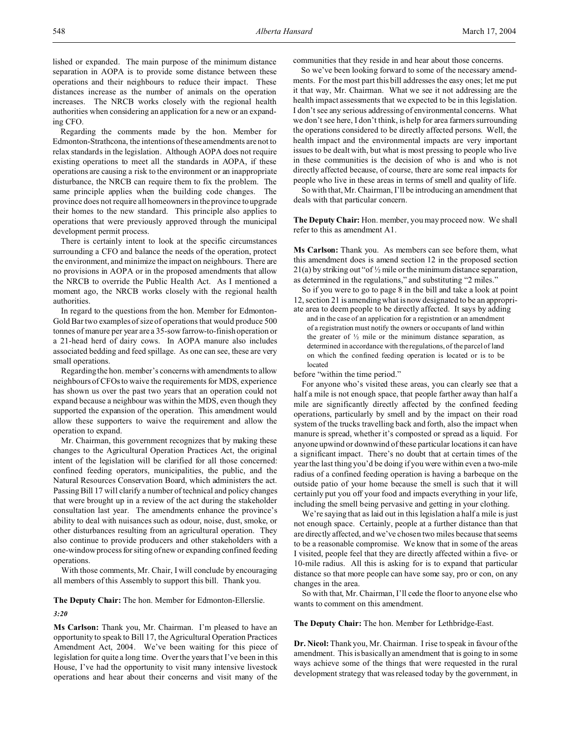lished or expanded. The main purpose of the minimum distance separation in AOPA is to provide some distance between these operations and their neighbours to reduce their impact. These distances increase as the number of animals on the operation increases. The NRCB works closely with the regional health authorities when considering an application for a new or an expanding CFO.

Regarding the comments made by the hon. Member for Edmonton-Strathcona, the intentions of these amendments are not to relax standards in the legislation. Although AOPA does not require existing operations to meet all the standards in AOPA, if these operations are causing a risk to the environment or an inappropriate disturbance, the NRCB can require them to fix the problem. The same principle applies when the building code changes. The province does not require all homeowners in the province to upgrade their homes to the new standard. This principle also applies to operations that were previously approved through the municipal development permit process.

There is certainly intent to look at the specific circumstances surrounding a CFO and balance the needs of the operation, protect the environment, and minimize the impact on neighbours. There are no provisions in AOPA or in the proposed amendments that allow the NRCB to override the Public Health Act. As I mentioned a moment ago, the NRCB works closely with the regional health authorities.

In regard to the questions from the hon. Member for Edmonton-Gold Bar two examples of size of operations that would produce 500 tonnes of manure per year are a 35-sow farrow-to-finish operation or a 21-head herd of dairy cows. In AOPA manure also includes associated bedding and feed spillage. As one can see, these are very small operations.

Regarding the hon. member's concerns with amendments to allow neighbours of CFOs to waive the requirements for MDS, experience has shown us over the past two years that an operation could not expand because a neighbour was within the MDS, even though they supported the expansion of the operation. This amendment would allow these supporters to waive the requirement and allow the operation to expand.

Mr. Chairman, this government recognizes that by making these changes to the Agricultural Operation Practices Act, the original intent of the legislation will be clarified for all those concerned: confined feeding operators, municipalities, the public, and the Natural Resources Conservation Board, which administers the act. Passing Bill 17 will clarify a number of technical and policy changes that were brought up in a review of the act during the stakeholder consultation last year. The amendments enhance the province's ability to deal with nuisances such as odour, noise, dust, smoke, or other disturbances resulting from an agricultural operation. They also continue to provide producers and other stakeholders with a one-window process for siting of new or expanding confined feeding operations.

With those comments, Mr. Chair, I will conclude by encouraging all members of this Assembly to support this bill. Thank you.

**The Deputy Chair:** The hon. Member for Edmonton-Ellerslie.

*3:20*

**Ms Carlson:** Thank you, Mr. Chairman. I'm pleased to have an opportunity to speak to Bill 17, the Agricultural Operation Practices Amendment Act, 2004. We've been waiting for this piece of legislation for quite a long time. Over the years that I've been in this House, I've had the opportunity to visit many intensive livestock operations and hear about their concerns and visit many of the communities that they reside in and hear about those concerns.

So we've been looking forward to some of the necessary amendments. For the most part this bill addresses the easy ones; let me put it that way, Mr. Chairman. What we see it not addressing are the health impact assessments that we expected to be in this legislation. I don't see any serious addressing of environmental concerns. What we don't see here, I don't think, is help for area farmers surrounding the operations considered to be directly affected persons. Well, the health impact and the environmental impacts are very important issues to be dealt with, but what is most pressing to people who live in these communities is the decision of who is and who is not directly affected because, of course, there are some real impacts for people who live in these areas in terms of smell and quality of life.

So with that, Mr. Chairman, I'll be introducing an amendment that deals with that particular concern.

**The Deputy Chair:** Hon. member, you may proceed now. We shall refer to this as amendment A1.

**Ms Carlson:** Thank you. As members can see before them, what this amendment does is amend section 12 in the proposed section 21(a) by striking out "of ½ mile or the minimum distance separation, as determined in the regulations," and substituting "2 miles."

So if you were to go to page 8 in the bill and take a look at point 12, section 21 is amending what is now designated to be an appropriate area to deem people to be directly affected. It says by adding

> and in the case of an application for a registration or an amendment of a registration must notify the owners or occupants of land within the greater of ½ mile or the minimum distance separation, as determined in accordance with the regulations, of the parcel of land on which the confined feeding operation is located or is to be located

before "within the time period."

For anyone who's visited these areas, you can clearly see that a half a mile is not enough space, that people farther away than half a mile are significantly directly affected by the confined feeding operations, particularly by smell and by the impact on their road system of the trucks travelling back and forth, also the impact when manure is spread, whether it's composted or spread as a liquid. For anyone upwind or downwind of these particular locations it can have a significant impact. There's no doubt that at certain times of the year the last thing you'd be doing if you were within even a two-mile radius of a confined feeding operation is having a barbeque on the outside patio of your home because the smell is such that it will certainly put you off your food and impacts everything in your life, including the smell being pervasive and getting in your clothing.

We're saying that as laid out in this legislation a half a mile is just not enough space. Certainly, people at a further distance than that are directly affected, and we've chosen two miles because that seems to be a reasonable compromise. We know that in some of the areas I visited, people feel that they are directly affected within a five- or 10-mile radius. All this is asking for is to expand that particular distance so that more people can have some say, pro or con, on any changes in the area.

So with that, Mr. Chairman, I'll cede the floor to anyone else who wants to comment on this amendment.

**The Deputy Chair:** The hon. Member for Lethbridge-East.

**Dr. Nicol:** Thank you, Mr. Chairman. I rise to speak in favour of the amendment. This is basically an amendment that is going to in some ways achieve some of the things that were requested in the rural development strategy that was released today by the government, in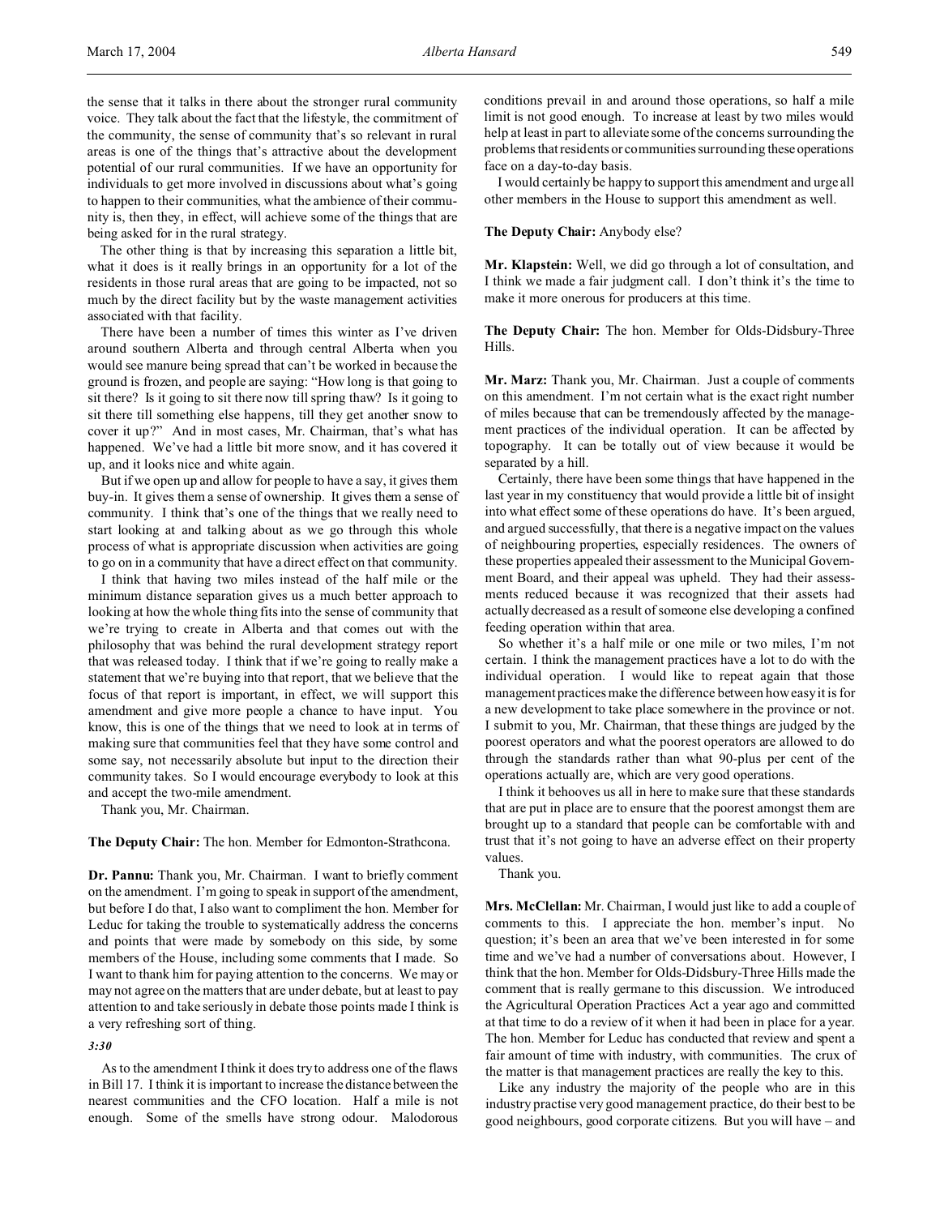the sense that it talks in there about the stronger rural community voice. They talk about the fact that the lifestyle, the commitment of the community, the sense of community that's so relevant in rural areas is one of the things that's attractive about the development potential of our rural communities. If we have an opportunity for individuals to get more involved in discussions about what's going to happen to their communities, what the ambience of their community is, then they, in effect, will achieve some of the things that are being asked for in the rural strategy.

The other thing is that by increasing this separation a little bit, what it does is it really brings in an opportunity for a lot of the residents in those rural areas that are going to be impacted, not so much by the direct facility but by the waste management activities associated with that facility.

There have been a number of times this winter as I've driven around southern Alberta and through central Alberta when you would see manure being spread that can't be worked in because the ground is frozen, and people are saying: "How long is that going to sit there? Is it going to sit there now till spring thaw? Is it going to sit there till something else happens, till they get another snow to cover it up?" And in most cases, Mr. Chairman, that's what has happened. We've had a little bit more snow, and it has covered it up, and it looks nice and white again.

But if we open up and allow for people to have a say, it gives them buy-in. It gives them a sense of ownership. It gives them a sense of community. I think that's one of the things that we really need to start looking at and talking about as we go through this whole process of what is appropriate discussion when activities are going to go on in a community that have a direct effect on that community.

I think that having two miles instead of the half mile or the minimum distance separation gives us a much better approach to looking at how the whole thing fits into the sense of community that we're trying to create in Alberta and that comes out with the philosophy that was behind the rural development strategy report that was released today. I think that if we're going to really make a statement that we're buying into that report, that we believe that the focus of that report is important, in effect, we will support this amendment and give more people a chance to have input. You know, this is one of the things that we need to look at in terms of making sure that communities feel that they have some control and some say, not necessarily absolute but input to the direction their community takes. So I would encourage everybody to look at this and accept the two-mile amendment.

Thank you, Mr. Chairman.

**The Deputy Chair:** The hon. Member for Edmonton-Strathcona.

**Dr. Pannu:** Thank you, Mr. Chairman. I want to briefly comment on the amendment. I'm going to speak in support of the amendment, but before I do that, I also want to compliment the hon. Member for Leduc for taking the trouble to systematically address the concerns and points that were made by somebody on this side, by some members of the House, including some comments that I made. So I want to thank him for paying attention to the concerns. We may or may not agree on the matters that are under debate, but at least to pay attention to and take seriously in debate those points made I think is a very refreshing sort of thing.

*3:30*

As to the amendment I think it does try to address one of the flaws in Bill 17. I think it is important to increase the distance between the nearest communities and the CFO location. Half a mile is not enough. Some of the smells have strong odour. Malodorous conditions prevail in and around those operations, so half a mile limit is not good enough. To increase at least by two miles would help at least in part to alleviate some of the concerns surrounding the problems that residents or communities surrounding these operations face on a day-to-day basis.

I would certainly be happy to support this amendment and urge all other members in the House to support this amendment as well.

**The Deputy Chair:** Anybody else?

**Mr. Klapstein:** Well, we did go through a lot of consultation, and I think we made a fair judgment call. I don't think it's the time to make it more onerous for producers at this time.

**The Deputy Chair:** The hon. Member for Olds-Didsbury-Three Hills.

**Mr. Marz:** Thank you, Mr. Chairman. Just a couple of comments on this amendment. I'm not certain what is the exact right number of miles because that can be tremendously affected by the management practices of the individual operation. It can be affected by topography. It can be totally out of view because it would be separated by a hill.

Certainly, there have been some things that have happened in the last year in my constituency that would provide a little bit of insight into what effect some of these operations do have. It's been argued, and argued successfully, that there is a negative impact on the values of neighbouring properties, especially residences. The owners of these properties appealed their assessment to the Municipal Government Board, and their appeal was upheld. They had their assessments reduced because it was recognized that their assets had actually decreased as a result of someone else developing a confined feeding operation within that area.

So whether it's a half mile or one mile or two miles, I'm not certain. I think the management practices have a lot to do with the individual operation. I would like to repeat again that those management practices make the difference between how easy it is for a new development to take place somewhere in the province or not. I submit to you, Mr. Chairman, that these things are judged by the poorest operators and what the poorest operators are allowed to do through the standards rather than what 90-plus per cent of the operations actually are, which are very good operations.

I think it behooves us all in here to make sure that these standards that are put in place are to ensure that the poorest amongst them are brought up to a standard that people can be comfortable with and trust that it's not going to have an adverse effect on their property values.

Thank you.

**Mrs. McClellan:** Mr. Chairman, I would just like to add a couple of comments to this. I appreciate the hon. member's input. No question; it's been an area that we've been interested in for some time and we've had a number of conversations about. However, I think that the hon. Member for Olds-Didsbury-Three Hills made the comment that is really germane to this discussion. We introduced the Agricultural Operation Practices Act a year ago and committed at that time to do a review of it when it had been in place for a year. The hon. Member for Leduc has conducted that review and spent a fair amount of time with industry, with communities. The crux of the matter is that management practices are really the key to this.

Like any industry the majority of the people who are in this industry practise very good management practice, do their best to be good neighbours, good corporate citizens. But you will have – and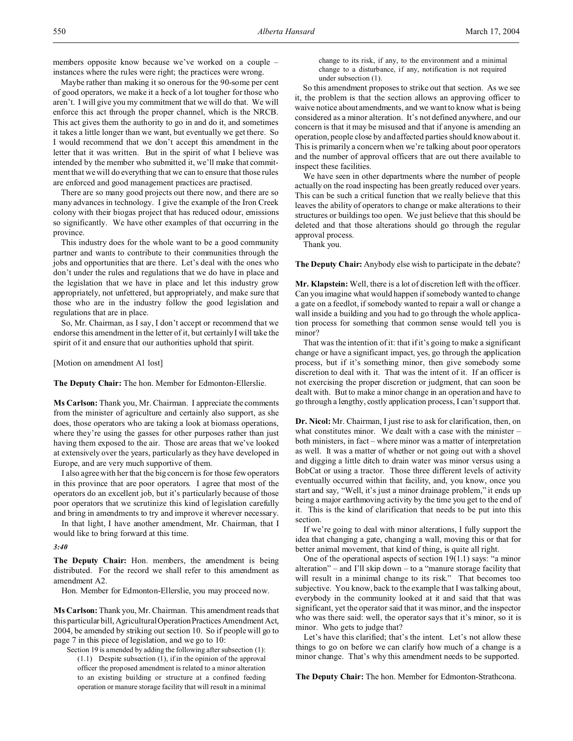members opposite know because we've worked on a couple – instances where the rules were right; the practices were wrong.

Maybe rather than making it so onerous for the 90-some per cent of good operators, we make it a heck of a lot tougher for those who aren't. I will give you my commitment that we will do that. We will enforce this act through the proper channel, which is the NRCB. This act gives them the authority to go in and do it, and sometimes it takes a little longer than we want, but eventually we get there. So I would recommend that we don't accept this amendment in the letter that it was written. But in the spirit of what I believe was intended by the member who submitted it, we'll make that commitment that we will do everything that we can to ensure that those rules are enforced and good management practices are practised.

There are so many good projects out there now, and there are so many advances in technology. I give the example of the Iron Creek colony with their biogas project that has reduced odour, emissions so significantly. We have other examples of that occurring in the province.

This industry does for the whole want to be a good community partner and wants to contribute to their communities through the jobs and opportunities that are there. Let's deal with the ones who don't under the rules and regulations that we do have in place and the legislation that we have in place and let this industry grow appropriately, not unfettered, but appropriately, and make sure that those who are in the industry follow the good legislation and regulations that are in place.

So, Mr. Chairman, as I say, I don't accept or recommend that we endorse this amendment in the letter of it, but certainly I will take the spirit of it and ensure that our authorities uphold that spirit.

[Motion on amendment A1 lost]

**The Deputy Chair:** The hon. Member for Edmonton-Ellerslie.

**Ms Carlson:** Thank you, Mr. Chairman. I appreciate the comments from the minister of agriculture and certainly also support, as she does, those operators who are taking a look at biomass operations, where they're using the gasses for other purposes rather than just having them exposed to the air. Those are areas that we've looked at extensively over the years, particularly as they have developed in Europe, and are very much supportive of them.

I also agree with her that the big concern is for those few operators in this province that are poor operators. I agree that most of the operators do an excellent job, but it's particularly because of those poor operators that we scrutinize this kind of legislation carefully and bring in amendments to try and improve it wherever necessary.

In that light, I have another amendment, Mr. Chairman, that I would like to bring forward at this time.

*3:40*

**The Deputy Chair:** Hon. members, the amendment is being distributed. For the record we shall refer to this amendment as amendment A2.

Hon. Member for Edmonton-Ellerslie, you may proceed now.

**Ms Carlson:** Thank you, Mr. Chairman. This amendment reads that this particular bill, Agricultural Operation Practices Amendment Act, 2004, be amended by striking out section 10. So if people will go to page 7 in this piece of legislation, and we go to 10:

> Section 19 is amended by adding the following after subsection (1):
>
> (1.1) Despite subsection (1), if in the opinion of the approval officer the proposed amendment is related to a minor alteration to an existing building or structure at a confined feeding operation or manure storage facility that will result in a minimal change to its risk, if any, to the environment and a minimal change to a disturbance, if any, notification is not required under subsection (1).

So this amendment proposes to strike out that section. As we see it, the problem is that the section allows an approving officer to waive notice about amendments, and we want to know what is being considered as a minor alteration. It's not defined anywhere, and our concern is that it may be misused and that if anyone is amending an operation, people close by and affected parties should know about it. This is primarily a concern when we're talking about poor operators and the number of approval officers that are out there available to inspect these facilities.

We have seen in other departments where the number of people actually on the road inspecting has been greatly reduced over years. This can be such a critical function that we really believe that this leaves the ability of operators to change or make alterations to their structures or buildings too open. We just believe that this should be deleted and that those alterations should go through the regular approval process.

Thank you.

**The Deputy Chair:** Anybody else wish to participate in the debate?

**Mr. Klapstein:** Well, there is a lot of discretion left with the officer. Can you imagine what would happen if somebody wanted to change a gate on a feedlot, if somebody wanted to repair a wall or change a wall inside a building and you had to go through the whole application process for something that common sense would tell you is minor?

That was the intention of it: that if it's going to make a significant change or have a significant impact, yes, go through the application process, but if it's something minor, then give somebody some discretion to deal with it. That was the intent of it. If an officer is not exercising the proper discretion or judgment, that can soon be dealt with. But to make a minor change in an operation and have to go through a lengthy, costly application process, I can't support that.

**Dr. Nicol:** Mr. Chairman, I just rise to ask for clarification, then, on what constitutes minor. We dealt with a case with the minister – both ministers, in fact – where minor was a matter of interpretation as well. It was a matter of whether or not going out with a shovel and digging a little ditch to drain water was minor versus using a BobCat or using a tractor. Those three different levels of activity eventually occurred within that facility, and, you know, once you start and say, "Well, it's just a minor drainage problem," it ends up being a major earthmoving activity by the time you get to the end of it. This is the kind of clarification that needs to be put into this section.

If we're going to deal with minor alterations, I fully support the idea that changing a gate, changing a wall, moving this or that for better animal movement, that kind of thing, is quite all right.

One of the operational aspects of section 19(1.1) says: "a minor alteration" – and I'll skip down – to a "manure storage facility that will result in a minimal change to its risk." That becomes too subjective. You know, back to the example that I was talking about, everybody in the community looked at it and said that that was significant, yet the operator said that it was minor, and the inspector who was there said: well, the operator says that it's minor, so it is minor. Who gets to judge that?

Let's have this clarified; that's the intent. Let's not allow these things to go on before we can clarify how much of a change is a minor change. That's why this amendment needs to be supported.

**The Deputy Chair:** The hon. Member for Edmonton-Strathcona.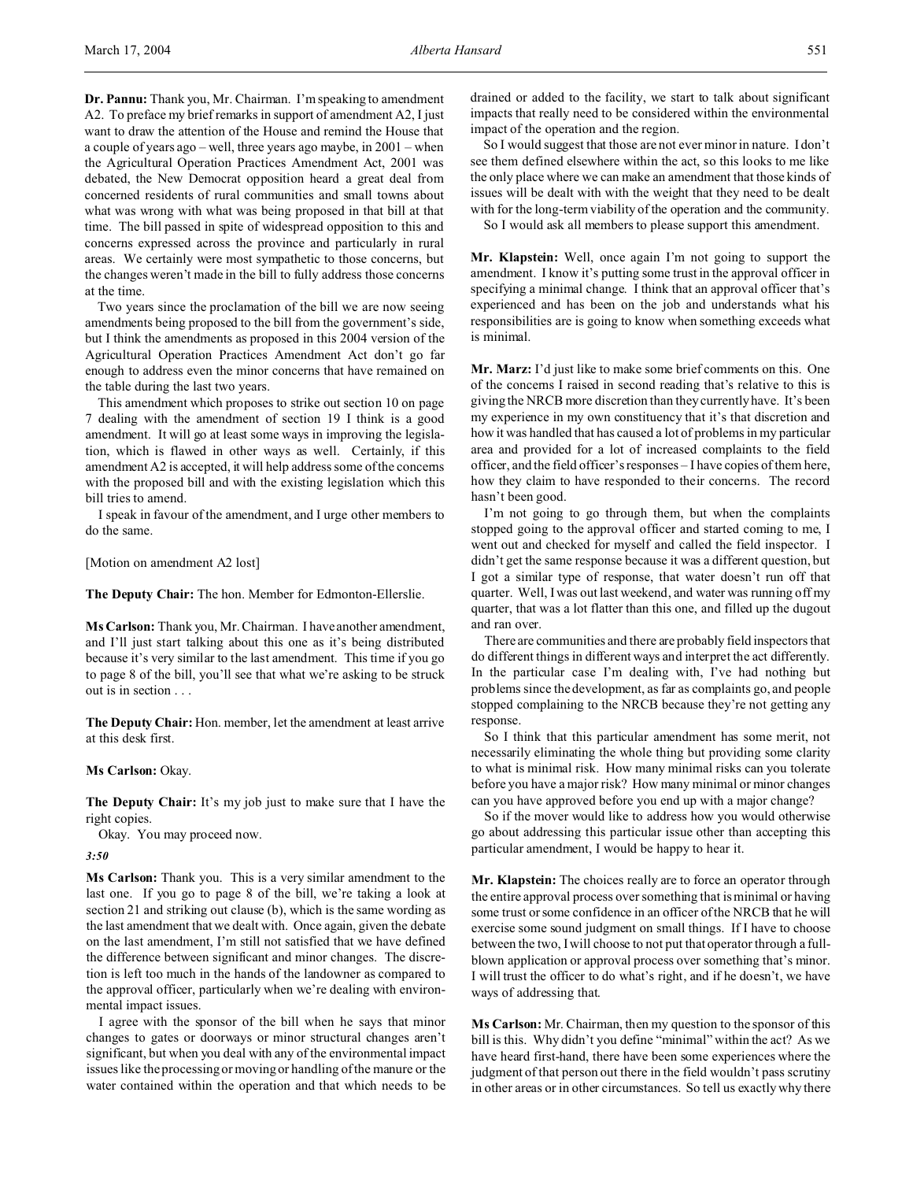**Dr. Pannu:** Thank you, Mr. Chairman. I'm speaking to amendment A2. To preface my brief remarks in support of amendment A2, I just want to draw the attention of the House and remind the House that a couple of years ago – well, three years ago maybe, in 2001 – when the Agricultural Operation Practices Amendment Act, 2001 was debated, the New Democrat opposition heard a great deal from concerned residents of rural communities and small towns about what was wrong with what was being proposed in that bill at that time. The bill passed in spite of widespread opposition to this and concerns expressed across the province and particularly in rural areas. We certainly were most sympathetic to those concerns, but the changes weren't made in the bill to fully address those concerns at the time.

Two years since the proclamation of the bill we are now seeing amendments being proposed to the bill from the government's side, but I think the amendments as proposed in this 2004 version of the Agricultural Operation Practices Amendment Act don't go far enough to address even the minor concerns that have remained on the table during the last two years.

This amendment which proposes to strike out section 10 on page 7 dealing with the amendment of section 19 I think is a good amendment. It will go at least some ways in improving the legislation, which is flawed in other ways as well. Certainly, if this amendment A2 is accepted, it will help address some of the concerns with the proposed bill and with the existing legislation which this bill tries to amend.

I speak in favour of the amendment, and I urge other members to do the same.

[Motion on amendment A2 lost]

**The Deputy Chair:** The hon. Member for Edmonton-Ellerslie.

**Ms Carlson:** Thank you, Mr. Chairman. I have another amendment, and I'll just start talking about this one as it's being distributed because it's very similar to the last amendment. This time if you go to page 8 of the bill, you'll see that what we're asking to be struck out is in section . . .

**The Deputy Chair:** Hon. member, let the amendment at least arrive at this desk first.

**Ms Carlson:** Okay.

**The Deputy Chair:** It's my job just to make sure that I have the right copies.

Okay. You may proceed now.

*3:50*

**Ms Carlson:** Thank you. This is a very similar amendment to the last one. If you go to page 8 of the bill, we're taking a look at section 21 and striking out clause (b), which is the same wording as the last amendment that we dealt with. Once again, given the debate on the last amendment, I'm still not satisfied that we have defined the difference between significant and minor changes. The discretion is left too much in the hands of the landowner as compared to the approval officer, particularly when we're dealing with environmental impact issues.

I agree with the sponsor of the bill when he says that minor changes to gates or doorways or minor structural changes aren't significant, but when you deal with any of the environmental impact issues like the processing or moving or handling of the manure or the water contained within the operation and that which needs to be drained or added to the facility, we start to talk about significant impacts that really need to be considered within the environmental impact of the operation and the region.

So I would suggest that those are not ever minor in nature. I don't see them defined elsewhere within the act, so this looks to me like the only place where we can make an amendment that those kinds of issues will be dealt with with the weight that they need to be dealt with for the long-term viability of the operation and the community.

So I would ask all members to please support this amendment.

**Mr. Klapstein:** Well, once again I'm not going to support the amendment. I know it's putting some trust in the approval officer in specifying a minimal change. I think that an approval officer that's experienced and has been on the job and understands what his responsibilities are is going to know when something exceeds what is minimal.

**Mr. Marz:** I'd just like to make some brief comments on this. One of the concerns I raised in second reading that's relative to this is giving the NRCB more discretion than they currently have. It's been my experience in my own constituency that it's that discretion and how it was handled that has caused a lot of problems in my particular area and provided for a lot of increased complaints to the field officer, and the field officer's responses – I have copies of them here, how they claim to have responded to their concerns. The record hasn't been good.

I'm not going to go through them, but when the complaints stopped going to the approval officer and started coming to me, I went out and checked for myself and called the field inspector. I didn't get the same response because it was a different question, but I got a similar type of response, that water doesn't run off that quarter. Well, I was out last weekend, and water was running off my quarter, that was a lot flatter than this one, and filled up the dugout and ran over.

There are communities and there are probably field inspectors that do different things in different ways and interpret the act differently. In the particular case I'm dealing with, I've had nothing but problems since the development, as far as complaints go, and people stopped complaining to the NRCB because they're not getting any response.

So I think that this particular amendment has some merit, not necessarily eliminating the whole thing but providing some clarity to what is minimal risk. How many minimal risks can you tolerate before you have a major risk? How many minimal or minor changes can you have approved before you end up with a major change?

So if the mover would like to address how you would otherwise go about addressing this particular issue other than accepting this particular amendment, I would be happy to hear it.

**Mr. Klapstein:** The choices really are to force an operator through the entire approval process over something that is minimal or having some trust or some confidence in an officer of the NRCB that he will exercise some sound judgment on small things. If I have to choose between the two, I will choose to not put that operator through a full-blown application or approval process over something that's minor. I will trust the officer to do what's right, and if he doesn't, we have ways of addressing that.

**Ms Carlson:** Mr. Chairman, then my question to the sponsor of this bill is this. Why didn't you define "minimal" within the act? As we have heard first-hand, there have been some experiences where the judgment of that person out there in the field wouldn't pass scrutiny in other areas or in other circumstances. So tell us exactly why there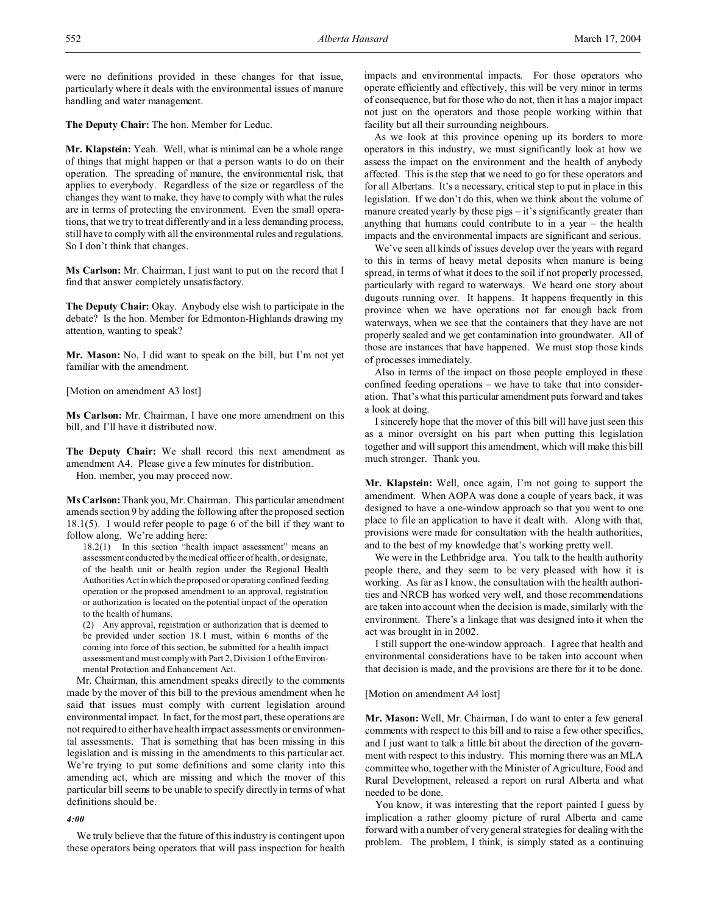were no definitions provided in these changes for that issue, particularly where it deals with the environmental issues of manure handling and water management.

**The Deputy Chair:** The hon. Member for Leduc.

**Mr. Klapstein:** Yeah. Well, what is minimal can be a whole range of things that might happen or that a person wants to do on their operation. The spreading of manure, the environmental risk, that applies to everybody. Regardless of the size or regardless of the changes they want to make, they have to comply with what the rules are in terms of protecting the environment. Even the small operations, that we try to treat differently and in a less demanding process, still have to comply with all the environmental rules and regulations. So I don't think that changes.

**Ms Carlson:** Mr. Chairman, I just want to put on the record that I find that answer completely unsatisfactory.

**The Deputy Chair:** Okay. Anybody else wish to participate in the debate? Is the hon. Member for Edmonton-Highlands drawing my attention, wanting to speak?

**Mr. Mason:** No, I did want to speak on the bill, but I'm not yet familiar with the amendment.

[Motion on amendment A3 lost]

**Ms Carlson:** Mr. Chairman, I have one more amendment on this bill, and I'll have it distributed now.

**The Deputy Chair:** We shall record this next amendment as amendment A4. Please give a few minutes for distribution.

Hon. member, you may proceed now.

**Ms Carlson:** Thank you, Mr. Chairman. This particular amendment amends section 9 by adding the following after the proposed section 18.1(5). I would refer people to page 6 of the bill if they want to follow along. We're adding here:

> 18.2(1) In this section "health impact assessment" means an assessment conducted by the medical officer of health, or designate, of the health unit or health region under the Regional Health Authorities Act in which the proposed or operating confined feeding operation or the proposed amendment to an approval, registration or authorization is located on the potential impact of the operation to the health of humans.
>
> (2) Any approval, registration or authorization that is deemed to be provided under section 18.1 must, within 6 months of the coming into force of this section, be submitted for a health impact assessment and must comply with Part 2, Division 1 of the Environmental Protection and Enhancement Act.

Mr. Chairman, this amendment speaks directly to the comments made by the mover of this bill to the previous amendment when he said that issues must comply with current legislation around environmental impact. In fact, for the most part, these operations are not required to either have health impact assessments or environmental assessments. That is something that has been missing in this legislation and is missing in the amendments to this particular act. We're trying to put some definitions and some clarity into this amending act, which are missing and which the mover of this particular bill seems to be unable to specify directly in terms of what definitions should be.

*4:00*

We truly believe that the future of this industry is contingent upon these operators being operators that will pass inspection for health impacts and environmental impacts. For those operators who operate efficiently and effectively, this will be very minor in terms of consequence, but for those who do not, then it has a major impact not just on the operators and those people working within that facility but all their surrounding neighbours.

As we look at this province opening up its borders to more operators in this industry, we must significantly look at how we assess the impact on the environment and the health of anybody affected. This is the step that we need to go for these operators and for all Albertans. It's a necessary, critical step to put in place in this legislation. If we don't do this, when we think about the volume of manure created yearly by these pigs – it's significantly greater than anything that humans could contribute to in a year – the health impacts and the environmental impacts are significant and serious.

We've seen all kinds of issues develop over the years with regard to this in terms of heavy metal deposits when manure is being spread, in terms of what it does to the soil if not properly processed, particularly with regard to waterways. We heard one story about dugouts running over. It happens. It happens frequently in this province when we have operations not far enough back from waterways, when we see that the containers that they have are not properly sealed and we get contamination into groundwater. All of those are instances that have happened. We must stop those kinds of processes immediately.

Also in terms of the impact on those people employed in these confined feeding operations – we have to take that into consideration. That's what this particular amendment puts forward and takes a look at doing.

I sincerely hope that the mover of this bill will have just seen this as a minor oversight on his part when putting this legislation together and will support this amendment, which will make this bill much stronger. Thank you.

**Mr. Klapstein:** Well, once again, I'm not going to support the amendment. When AOPA was done a couple of years back, it was designed to have a one-window approach so that you went to one place to file an application to have it dealt with. Along with that, provisions were made for consultation with the health authorities, and to the best of my knowledge that's working pretty well.

We were in the Lethbridge area. You talk to the health authority people there, and they seem to be very pleased with how it is working. As far as I know, the consultation with the health authorities and NRCB has worked very well, and those recommendations are taken into account when the decision is made, similarly with the environment. There's a linkage that was designed into it when the act was brought in in 2002.

I still support the one-window approach. I agree that health and environmental considerations have to be taken into account when that decision is made, and the provisions are there for it to be done.

[Motion on amendment A4 lost]

**Mr. Mason:** Well, Mr. Chairman, I do want to enter a few general comments with respect to this bill and to raise a few other specifics, and I just want to talk a little bit about the direction of the government with respect to this industry. This morning there was an MLA committee who, together with the Minister of Agriculture, Food and Rural Development, released a report on rural Alberta and what needed to be done.

You know, it was interesting that the report painted I guess by implication a rather gloomy picture of rural Alberta and came forward with a number of very general strategies for dealing with the problem. The problem, I think, is simply stated as a continuing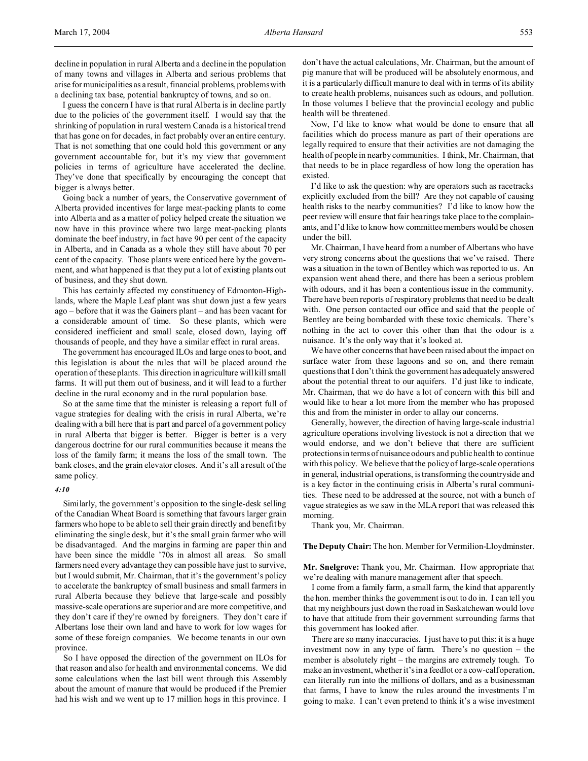decline in population in rural Alberta and a decline in the population of many towns and villages in Alberta and serious problems that arise for municipalities as a result, financial problems, problems with a declining tax base, potential bankruptcy of towns, and so on.

I guess the concern I have is that rural Alberta is in decline partly due to the policies of the government itself. I would say that the shrinking of population in rural western Canada is a historical trend that has gone on for decades, in fact probably over an entire century. That is not something that one could hold this government or any government accountable for, but it's my view that government policies in terms of agriculture have accelerated the decline. They've done that specifically by encouraging the concept that bigger is always better.

Going back a number of years, the Conservative government of Alberta provided incentives for large meat-packing plants to come into Alberta and as a matter of policy helped create the situation we now have in this province where two large meat-packing plants dominate the beef industry, in fact have 90 per cent of the capacity in Alberta, and in Canada as a whole they still have about 70 per cent of the capacity. Those plants were enticed here by the government, and what happened is that they put a lot of existing plants out of business, and they shut down.

This has certainly affected my constituency of Edmonton-Highlands, where the Maple Leaf plant was shut down just a few years ago – before that it was the Gainers plant – and has been vacant for a considerable amount of time. So these plants, which were considered inefficient and small scale, closed down, laying off thousands of people, and they have a similar effect in rural areas.

The government has encouraged ILOs and large ones to boot, and this legislation is about the rules that will be placed around the operation of these plants. This direction in agriculture will kill small farms. It will put them out of business, and it will lead to a further decline in the rural economy and in the rural population base.

So at the same time that the minister is releasing a report full of vague strategies for dealing with the crisis in rural Alberta, we're dealing with a bill here that is part and parcel of a government policy in rural Alberta that bigger is better. Bigger is better is a very dangerous doctrine for our rural communities because it means the loss of the family farm; it means the loss of the small town. The bank closes, and the grain elevator closes. And it's all a result of the same policy.

*4:10*

Similarly, the government's opposition to the single-desk selling of the Canadian Wheat Board is something that favours larger grain farmers who hope to be able to sell their grain directly and benefit by eliminating the single desk, but it's the small grain farmer who will be disadvantaged. And the margins in farming are paper thin and have been since the middle '70s in almost all areas. So small farmers need every advantage they can possible have just to survive, but I would submit, Mr. Chairman, that it's the government's policy to accelerate the bankruptcy of small business and small farmers in rural Alberta because they believe that large-scale and possibly massive-scale operations are superior and are more competitive, and they don't care if they're owned by foreigners. They don't care if Albertans lose their own land and have to work for low wages for some of these foreign companies. We become tenants in our own province.

So I have opposed the direction of the government on ILOs for that reason and also for health and environmental concerns. We did some calculations when the last bill went through this Assembly about the amount of manure that would be produced if the Premier had his wish and we went up to 17 million hogs in this province. I don't have the actual calculations, Mr. Chairman, but the amount of pig manure that will be produced will be absolutely enormous, and it is a particularly difficult manure to deal with in terms of its ability to create health problems, nuisances such as odours, and pollution. In those volumes I believe that the provincial ecology and public health will be threatened.

Now, I'd like to know what would be done to ensure that all facilities which do process manure as part of their operations are legally required to ensure that their activities are not damaging the health of people in nearby communities. I think, Mr. Chairman, that that needs to be in place regardless of how long the operation has existed.

I'd like to ask the question: why are operators such as racetracks explicitly excluded from the bill? Are they not capable of causing health risks to the nearby communities? I'd like to know how the peer review will ensure that fair hearings take place to the complainants, and I'd like to know how committee members would be chosen under the bill.

Mr. Chairman, I have heard from a number of Albertans who have very strong concerns about the questions that we've raised. There was a situation in the town of Bentley which was reported to us. An expansion went ahead there, and there has been a serious problem with odours, and it has been a contentious issue in the community. There have been reports of respiratory problems that need to be dealt with. One person contacted our office and said that the people of Bentley are being bombarded with these toxic chemicals. There's nothing in the act to cover this other than that the odour is a nuisance. It's the only way that it's looked at.

We have other concerns that have been raised about the impact on surface water from these lagoons and so on, and there remain questions that I don't think the government has adequately answered about the potential threat to our aquifers. I'd just like to indicate, Mr. Chairman, that we do have a lot of concern with this bill and would like to hear a lot more from the member who has proposed this and from the minister in order to allay our concerns.

Generally, however, the direction of having large-scale industrial agriculture operations involving livestock is not a direction that we would endorse, and we don't believe that there are sufficient protections in terms of nuisance odours and public health to continue with this policy. We believe that the policy of large-scale operations in general, industrial operations, is transforming the countryside and is a key factor in the continuing crisis in Alberta's rural communities. These need to be addressed at the source, not with a bunch of vague strategies as we saw in the MLA report that was released this morning.

Thank you, Mr. Chairman.

**The Deputy Chair:** The hon. Member for Vermilion-Lloydminster.

**Mr. Snelgrove:** Thank you, Mr. Chairman. How appropriate that we're dealing with manure management after that speech.

I come from a family farm, a small farm, the kind that apparently the hon. member thinks the government is out to do in. I can tell you that my neighbours just down the road in Saskatchewan would love to have that attitude from their government surrounding farms that this government has looked after.

There are so many inaccuracies. I just have to put this: it is a huge investment now in any type of farm. There's no question – the member is absolutely right – the margins are extremely tough. To make an investment, whether it's in a feedlot or a cow-calf operation, can literally run into the millions of dollars, and as a businessman that farms, I have to know the rules around the investments I'm going to make. I can't even pretend to think it's a wise investment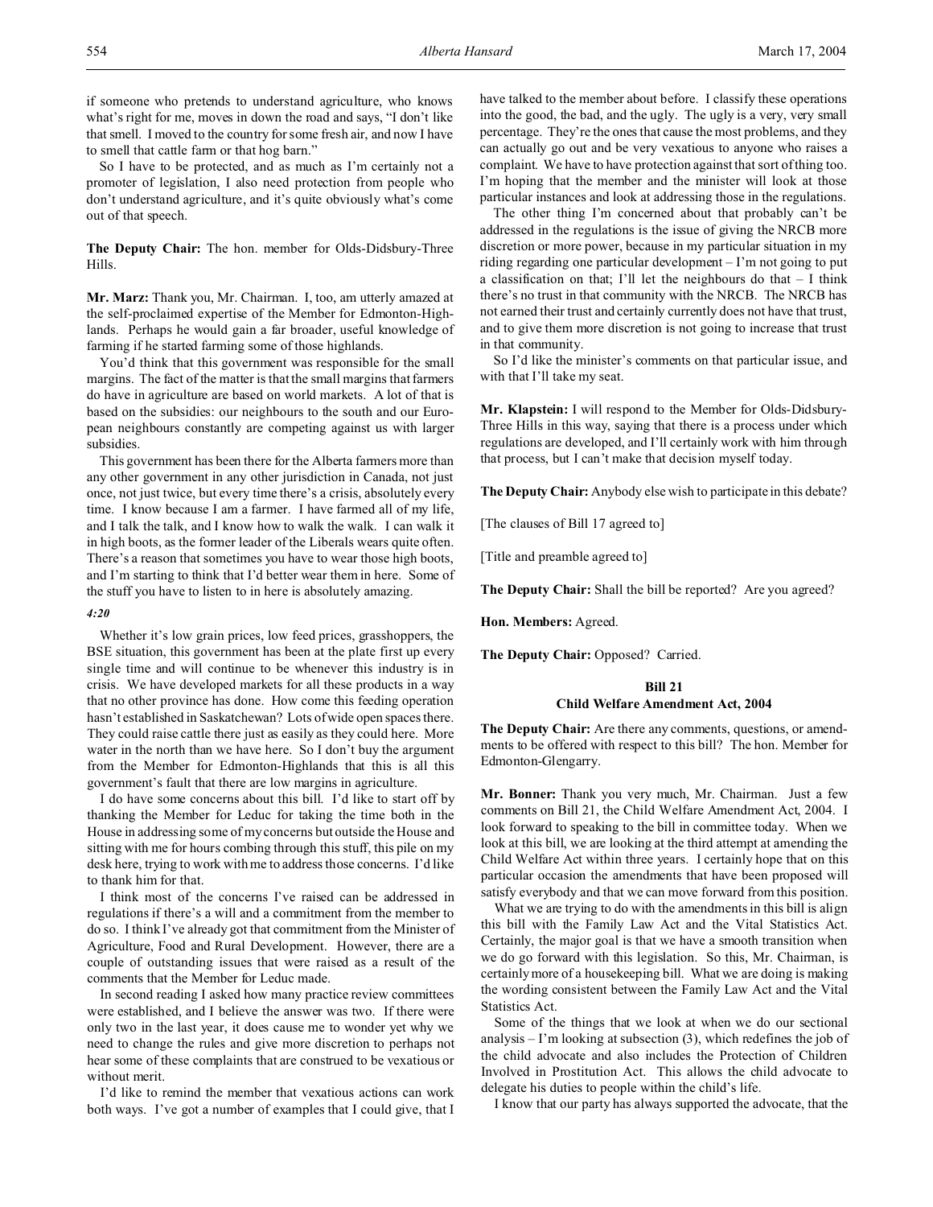if someone who pretends to understand agriculture, who knows what's right for me, moves in down the road and says, "I don't like that smell. I moved to the country for some fresh air, and now I have to smell that cattle farm or that hog barn."

So I have to be protected, and as much as I'm certainly not a promoter of legislation, I also need protection from people who don't understand agriculture, and it's quite obviously what's come out of that speech.

**The Deputy Chair:** The hon. member for Olds-Didsbury-Three Hills.

**Mr. Marz:** Thank you, Mr. Chairman. I, too, am utterly amazed at the self-proclaimed expertise of the Member for Edmonton-Highlands. Perhaps he would gain a far broader, useful knowledge of farming if he started farming some of those highlands.

You'd think that this government was responsible for the small margins. The fact of the matter is that the small margins that farmers do have in agriculture are based on world markets. A lot of that is based on the subsidies: our neighbours to the south and our European neighbours constantly are competing against us with larger subsidies.

This government has been there for the Alberta farmers more than any other government in any other jurisdiction in Canada, not just once, not just twice, but every time there's a crisis, absolutely every time. I know because I am a farmer. I have farmed all of my life, and I talk the talk, and I know how to walk the walk. I can walk it in high boots, as the former leader of the Liberals wears quite often. There's a reason that sometimes you have to wear those high boots, and I'm starting to think that I'd better wear them in here. Some of the stuff you have to listen to in here is absolutely amazing.

*4:20*

Whether it's low grain prices, low feed prices, grasshoppers, the BSE situation, this government has been at the plate first up every single time and will continue to be whenever this industry is in crisis. We have developed markets for all these products in a way that no other province has done. How come this feeding operation hasn't established in Saskatchewan? Lots of wide open spaces there. They could raise cattle there just as easily as they could here. More water in the north than we have here. So I don't buy the argument from the Member for Edmonton-Highlands that this is all this government's fault that there are low margins in agriculture.

I do have some concerns about this bill. I'd like to start off by thanking the Member for Leduc for taking the time both in the House in addressing some of my concerns but outside the House and sitting with me for hours combing through this stuff, this pile on my desk here, trying to work with me to address those concerns. I'd like to thank him for that.

I think most of the concerns I've raised can be addressed in regulations if there's a will and a commitment from the member to do so. I think I've already got that commitment from the Minister of Agriculture, Food and Rural Development. However, there are a couple of outstanding issues that were raised as a result of the comments that the Member for Leduc made.

In second reading I asked how many practice review committees were established, and I believe the answer was two. If there were only two in the last year, it does cause me to wonder yet why we need to change the rules and give more discretion to perhaps not hear some of these complaints that are construed to be vexatious or without merit.

I'd like to remind the member that vexatious actions can work both ways. I've got a number of examples that I could give, that I have talked to the member about before. I classify these operations into the good, the bad, and the ugly. The ugly is a very, very small percentage. They're the ones that cause the most problems, and they can actually go out and be very vexatious to anyone who raises a complaint. We have to have protection against that sort of thing too. I'm hoping that the member and the minister will look at those particular instances and look at addressing those in the regulations.

The other thing I'm concerned about that probably can't be addressed in the regulations is the issue of giving the NRCB more discretion or more power, because in my particular situation in my riding regarding one particular development – I'm not going to put a classification on that; I'll let the neighbours do that – I think there's no trust in that community with the NRCB. The NRCB has not earned their trust and certainly currently does not have that trust, and to give them more discretion is not going to increase that trust in that community.

So I'd like the minister's comments on that particular issue, and with that I'll take my seat.

**Mr. Klapstein:** I will respond to the Member for Olds-Didsbury-Three Hills in this way, saying that there is a process under which regulations are developed, and I'll certainly work with him through that process, but I can't make that decision myself today.

**The Deputy Chair:** Anybody else wish to participate in this debate?

[The clauses of Bill 17 agreed to]

[Title and preamble agreed to]

**The Deputy Chair:** Shall the bill be reported? Are you agreed?

**Hon. Members:** Agreed.

**The Deputy Chair:** Opposed? Carried.

## Bill 21
## Child Welfare Amendment Act, 2004

**The Deputy Chair:** Are there any comments, questions, or amendments to be offered with respect to this bill? The hon. Member for Edmonton-Glengarry.

**Mr. Bonner:** Thank you very much, Mr. Chairman. Just a few comments on Bill 21, the Child Welfare Amendment Act, 2004. I look forward to speaking to the bill in committee today. When we look at this bill, we are looking at the third attempt at amending the Child Welfare Act within three years. I certainly hope that on this particular occasion the amendments that have been proposed will satisfy everybody and that we can move forward from this position.

What we are trying to do with the amendments in this bill is align this bill with the Family Law Act and the Vital Statistics Act. Certainly, the major goal is that we have a smooth transition when we do go forward with this legislation. So this, Mr. Chairman, is certainly more of a housekeeping bill. What we are doing is making the wording consistent between the Family Law Act and the Vital Statistics Act.

Some of the things that we look at when we do our sectional analysis – I'm looking at subsection (3), which redefines the job of the child advocate and also includes the Protection of Children Involved in Prostitution Act. This allows the child advocate to delegate his duties to people within the child's life.

I know that our party has always supported the advocate, that the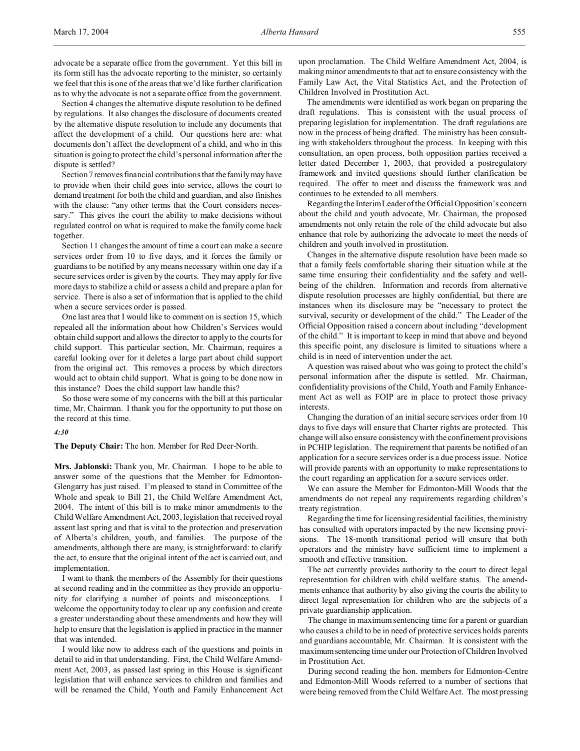advocate be a separate office from the government. Yet this bill in its form still has the advocate reporting to the minister, so certainly we feel that this is one of the areas that we'd like further clarification as to why the advocate is not a separate office from the government.

Section 4 changes the alternative dispute resolution to be defined by regulations. It also changes the disclosure of documents created by the alternative dispute resolution to include any documents that affect the development of a child. Our questions here are: what documents don't affect the development of a child, and who in this situation is going to protect the child's personal information after the dispute is settled?

Section 7 removes financial contributions that the family may have to provide when their child goes into service, allows the court to demand treatment for both the child and guardian, and also finishes with the clause: "any other terms that the Court considers necessary." This gives the court the ability to make decisions without regulated control on what is required to make the family come back together.

Section 11 changes the amount of time a court can make a secure services order from 10 to five days, and it forces the family or guardians to be notified by any means necessary within one day if a secure services order is given by the courts. They may apply for five more days to stabilize a child or assess a child and prepare a plan for service. There is also a set of information that is applied to the child when a secure services order is passed.

One last area that I would like to comment on is section 15, which repealed all the information about how Children's Services would obtain child support and allows the director to apply to the courts for child support. This particular section, Mr. Chairman, requires a careful looking over for it deletes a large part about child support from the original act. This removes a process by which directors would act to obtain child support. What is going to be done now in this instance? Does the child support law handle this?

So those were some of my concerns with the bill at this particular time, Mr. Chairman. I thank you for the opportunity to put those on the record at this time.

*4:30*

**The Deputy Chair:** The hon. Member for Red Deer-North.

**Mrs. Jablonski:** Thank you, Mr. Chairman. I hope to be able to answer some of the questions that the Member for Edmonton-Glengarry has just raised. I'm pleased to stand in Committee of the Whole and speak to Bill 21, the Child Welfare Amendment Act, 2004. The intent of this bill is to make minor amendments to the Child Welfare Amendment Act, 2003, legislation that received royal assent last spring and that is vital to the protection and preservation of Alberta's children, youth, and families. The purpose of the amendments, although there are many, is straightforward: to clarify the act, to ensure that the original intent of the act is carried out, and implementation.

I want to thank the members of the Assembly for their questions at second reading and in the committee as they provide an opportunity for clarifying a number of points and misconceptions. I welcome the opportunity today to clear up any confusion and create a greater understanding about these amendments and how they will help to ensure that the legislation is applied in practice in the manner that was intended.

I would like now to address each of the questions and points in detail to aid in that understanding. First, the Child Welfare Amendment Act, 2003, as passed last spring in this House is significant legislation that will enhance services to children and families and will be renamed the Child, Youth and Family Enhancement Act upon proclamation. The Child Welfare Amendment Act, 2004, is making minor amendments to that act to ensure consistency with the Family Law Act, the Vital Statistics Act, and the Protection of Children Involved in Prostitution Act.

The amendments were identified as work began on preparing the draft regulations. This is consistent with the usual process of preparing legislation for implementation. The draft regulations are now in the process of being drafted. The ministry has been consulting with stakeholders throughout the process. In keeping with this consultation, an open process, both opposition parties received a letter dated December 1, 2003, that provided a postregulatory framework and invited questions should further clarification be required. The offer to meet and discuss the framework was and continues to be extended to all members.

Regarding the Interim Leader of the Official Opposition's concern about the child and youth advocate, Mr. Chairman, the proposed amendments not only retain the role of the child advocate but also enhance that role by authorizing the advocate to meet the needs of children and youth involved in prostitution.

Changes in the alternative dispute resolution have been made so that a family feels comfortable sharing their situation while at the same time ensuring their confidentiality and the safety and well-being of the children. Information and records from alternative dispute resolution processes are highly confidential, but there are instances when its disclosure may be "necessary to protect the survival, security or development of the child." The Leader of the Official Opposition raised a concern about including "development of the child." It is important to keep in mind that above and beyond this specific point, any disclosure is limited to situations where a child is in need of intervention under the act.

A question was raised about who was going to protect the child's personal information after the dispute is settled. Mr. Chairman, confidentiality provisions of the Child, Youth and Family Enhancement Act as well as FOIP are in place to protect those privacy interests.

Changing the duration of an initial secure services order from 10 days to five days will ensure that Charter rights are protected. This change will also ensure consistency with the confinement provisions in PCHIP legislation. The requirement that parents be notified of an application for a secure services order is a due process issue. Notice will provide parents with an opportunity to make representations to the court regarding an application for a secure services order.

We can assure the Member for Edmonton-Mill Woods that the amendments do not repeal any requirements regarding children's treaty registration.

Regarding the time for licensing residential facilities, the ministry has consulted with operators impacted by the new licensing provisions. The 18-month transitional period will ensure that both operators and the ministry have sufficient time to implement a smooth and effective transition.

The act currently provides authority to the court to direct legal representation for children with child welfare status. The amendments enhance that authority by also giving the courts the ability to direct legal representation for children who are the subjects of a private guardianship application.

The change in maximum sentencing time for a parent or guardian who causes a child to be in need of protective services holds parents and guardians accountable, Mr. Chairman. It is consistent with the maximum sentencing time under our Protection of Children Involved in Prostitution Act.

During second reading the hon. members for Edmonton-Centre and Edmonton-Mill Woods referred to a number of sections that were being removed from the Child Welfare Act. The most pressing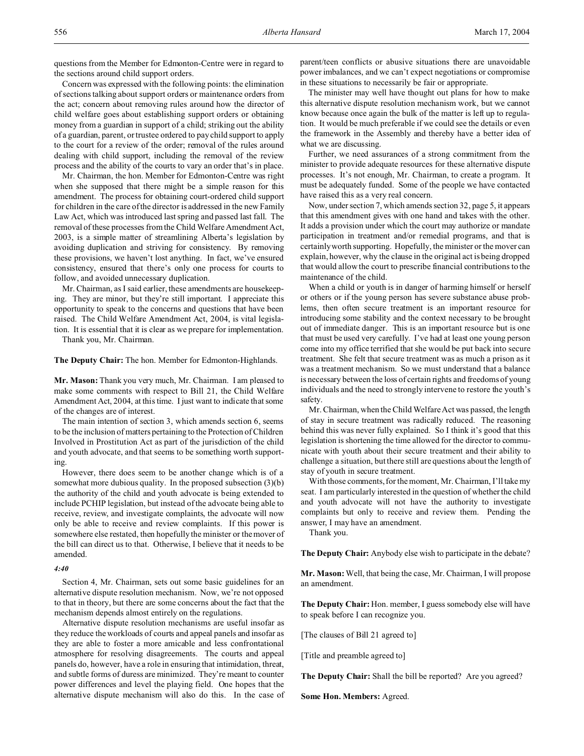questions from the Member for Edmonton-Centre were in regard to the sections around child support orders.

Concern was expressed with the following points: the elimination of sections talking about support orders or maintenance orders from the act; concern about removing rules around how the director of child welfare goes about establishing support orders or obtaining money from a guardian in support of a child; striking out the ability of a guardian, parent, or trustee ordered to pay child support to apply to the court for a review of the order; removal of the rules around dealing with child support, including the removal of the review process and the ability of the courts to vary an order that's in place.

Mr. Chairman, the hon. Member for Edmonton-Centre was right when she supposed that there might be a simple reason for this amendment. The process for obtaining court-ordered child support for children in the care of the director is addressed in the new Family Law Act, which was introduced last spring and passed last fall. The removal of these processes from the Child Welfare Amendment Act, 2003, is a simple matter of streamlining Alberta's legislation by avoiding duplication and striving for consistency. By removing these provisions, we haven't lost anything. In fact, we've ensured consistency, ensured that there's only one process for courts to follow, and avoided unnecessary duplication.

Mr. Chairman, as I said earlier, these amendments are housekeeping. They are minor, but they're still important. I appreciate this opportunity to speak to the concerns and questions that have been raised. The Child Welfare Amendment Act, 2004, is vital legislation. It is essential that it is clear as we prepare for implementation.

Thank you, Mr. Chairman.

**The Deputy Chair:** The hon. Member for Edmonton-Highlands.

**Mr. Mason:** Thank you very much, Mr. Chairman. I am pleased to make some comments with respect to Bill 21, the Child Welfare Amendment Act, 2004, at this time. I just want to indicate that some of the changes are of interest.

The main intention of section 3, which amends section 6, seems to be the inclusion of matters pertaining to the Protection of Children Involved in Prostitution Act as part of the jurisdiction of the child and youth advocate, and that seems to be something worth supporting.

However, there does seem to be another change which is of a somewhat more dubious quality. In the proposed subsection (3)(b) the authority of the child and youth advocate is being extended to include PCHIP legislation, but instead of the advocate being able to receive, review, and investigate complaints, the advocate will now only be able to receive and review complaints. If this power is somewhere else restated, then hopefully the minister or the mover of the bill can direct us to that. Otherwise, I believe that it needs to be amended.

*4:40*

Section 4, Mr. Chairman, sets out some basic guidelines for an alternative dispute resolution mechanism. Now, we're not opposed to that in theory, but there are some concerns about the fact that the mechanism depends almost entirely on the regulations.

Alternative dispute resolution mechanisms are useful insofar as they reduce the workloads of courts and appeal panels and insofar as they are able to foster a more amicable and less confrontational atmosphere for resolving disagreements. The courts and appeal panels do, however, have a role in ensuring that intimidation, threat, and subtle forms of duress are minimized. They're meant to counter power differences and level the playing field. One hopes that the alternative dispute mechanism will also do this. In the case of parent/teen conflicts or abusive situations there are unavoidable power imbalances, and we can't expect negotiations or compromise in these situations to necessarily be fair or appropriate.

The minister may well have thought out plans for how to make this alternative dispute resolution mechanism work, but we cannot know because once again the bulk of the matter is left up to regulation. It would be much preferable if we could see the details or even the framework in the Assembly and thereby have a better idea of what we are discussing.

Further, we need assurances of a strong commitment from the minister to provide adequate resources for these alternative dispute processes. It's not enough, Mr. Chairman, to create a program. It must be adequately funded. Some of the people we have contacted have raised this as a very real concern.

Now, under section 7, which amends section 32, page 5, it appears that this amendment gives with one hand and takes with the other. It adds a provision under which the court may authorize or mandate participation in treatment and/or remedial programs, and that is certainly worth supporting. Hopefully, the minister or the mover can explain, however, why the clause in the original act is being dropped that would allow the court to prescribe financial contributions to the maintenance of the child.

When a child or youth is in danger of harming himself or herself or others or if the young person has severe substance abuse problems, then often secure treatment is an important resource for introducing some stability and the context necessary to be brought out of immediate danger. This is an important resource but is one that must be used very carefully. I've had at least one young person come into my office terrified that she would be put back into secure treatment. She felt that secure treatment was as much a prison as it was a treatment mechanism. So we must understand that a balance is necessary between the loss of certain rights and freedoms of young individuals and the need to strongly intervene to restore the youth's safety.

Mr. Chairman, when the Child Welfare Act was passed, the length of stay in secure treatment was radically reduced. The reasoning behind this was never fully explained. So I think it's good that this legislation is shortening the time allowed for the director to communicate with youth about their secure treatment and their ability to challenge a situation, but there still are questions about the length of stay of youth in secure treatment.

With those comments, for the moment, Mr. Chairman, I'll take my seat. I am particularly interested in the question of whether the child and youth advocate will not have the authority to investigate complaints but only to receive and review them. Pending the answer, I may have an amendment.

Thank you.

**The Deputy Chair:** Anybody else wish to participate in the debate?

**Mr. Mason:** Well, that being the case, Mr. Chairman, I will propose an amendment.

**The Deputy Chair:** Hon. member, I guess somebody else will have to speak before I can recognize you.

[The clauses of Bill 21 agreed to]

[Title and preamble agreed to]

**The Deputy Chair:** Shall the bill be reported? Are you agreed?

**Some Hon. Members:** Agreed.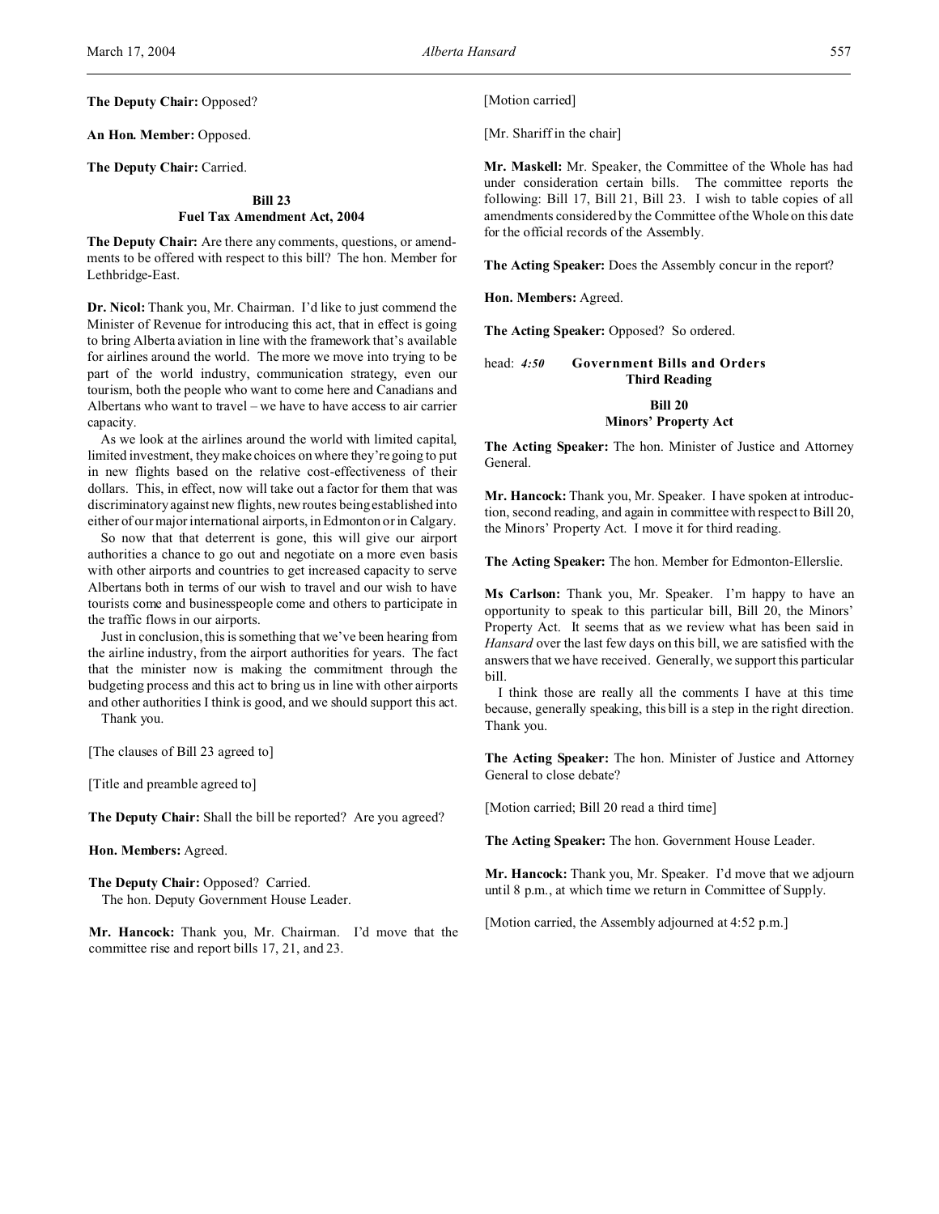**The Deputy Chair:** Opposed?

**An Hon. Member:** Opposed.

**The Deputy Chair:** Carried.

### Bill 23
### Fuel Tax Amendment Act, 2004

**The Deputy Chair:** Are there any comments, questions, or amendments to be offered with respect to this bill? The hon. Member for Lethbridge-East.

**Dr. Nicol:** Thank you, Mr. Chairman. I'd like to just commend the Minister of Revenue for introducing this act, that in effect is going to bring Alberta aviation in line with the framework that's available for airlines around the world. The more we move into trying to be part of the world industry, communication strategy, even our tourism, both the people who want to come here and Canadians and Albertans who want to travel – we have to have access to air carrier capacity.

As we look at the airlines around the world with limited capital, limited investment, they make choices on where they're going to put in new flights based on the relative cost-effectiveness of their dollars. This, in effect, now will take out a factor for them that was discriminatory against new flights, new routes being established into either of our major international airports, in Edmonton or in Calgary.

So now that that deterrent is gone, this will give our airport authorities a chance to go out and negotiate on a more even basis with other airports and countries to get increased capacity to serve Albertans both in terms of our wish to travel and our wish to have tourists come and businesspeople come and others to participate in the traffic flows in our airports.

Just in conclusion, this is something that we've been hearing from the airline industry, from the airport authorities for years. The fact that the minister now is making the commitment through the budgeting process and this act to bring us in line with other airports and other authorities I think is good, and we should support this act.

Thank you.

[The clauses of Bill 23 agreed to]

[Title and preamble agreed to]

**The Deputy Chair:** Shall the bill be reported? Are you agreed?

**Hon. Members:** Agreed.

**The Deputy Chair:** Opposed? Carried.
The hon. Deputy Government House Leader.

**Mr. Hancock:** Thank you, Mr. Chairman. I'd move that the committee rise and report bills 17, 21, and 23.

[Motion carried]

[Mr. Shariff in the chair]

**Mr. Maskell:** Mr. Speaker, the Committee of the Whole has had under consideration certain bills. The committee reports the following: Bill 17, Bill 21, Bill 23. I wish to table copies of all amendments considered by the Committee of the Whole on this date for the official records of the Assembly.

**The Acting Speaker:** Does the Assembly concur in the report?

**Hon. Members:** Agreed.

**The Acting Speaker:** Opposed? So ordered.

head: *4:50* **Government Bills and Orders**
**Third Reading**

### Bill 20
### Minors' Property Act

**The Acting Speaker:** The hon. Minister of Justice and Attorney General.

**Mr. Hancock:** Thank you, Mr. Speaker. I have spoken at introduction, second reading, and again in committee with respect to Bill 20, the Minors' Property Act. I move it for third reading.

**The Acting Speaker:** The hon. Member for Edmonton-Ellerslie.

**Ms Carlson:** Thank you, Mr. Speaker. I'm happy to have an opportunity to speak to this particular bill, Bill 20, the Minors' Property Act. It seems that as we review what has been said in *Hansard* over the last few days on this bill, we are satisfied with the answers that we have received. Generally, we support this particular bill.

I think those are really all the comments I have at this time because, generally speaking, this bill is a step in the right direction. Thank you.

**The Acting Speaker:** The hon. Minister of Justice and Attorney General to close debate?

[Motion carried; Bill 20 read a third time]

**The Acting Speaker:** The hon. Government House Leader.

**Mr. Hancock:** Thank you, Mr. Speaker. I'd move that we adjourn until 8 p.m., at which time we return in Committee of Supply.

[Motion carried, the Assembly adjourned at 4:52 p.m.]